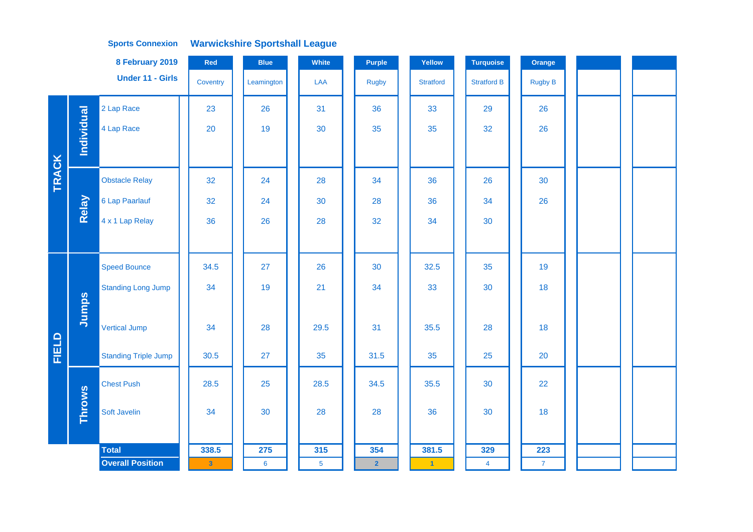**Sports Connexion** **Warwickshire Sportshall League**

**8 February 2019**

**Under 11 - Girls**

| | | | Red | Blue | White | Purple | Yellow | Turquoise | Orange | | |
|---|---|---|---|---|---|---|---|---|---|---|---|
| | | | Coventry | Leamington | LAA | Rugby | Stratford | Stratford B | Rugby B | | |
| TRACK | Individual | 2 Lap Race | 23 | 26 | 31 | 36 | 33 | 29 | 26 | | |
| | | 4 Lap Race | 20 | 19 | 30 | 35 | 35 | 32 | 26 | | |
| | Relay | Obstacle Relay | 32 | 24 | 28 | 34 | 36 | 26 | 30 | | |
| | | 6 Lap Paarlauf | 32 | 24 | 30 | 28 | 36 | 34 | 26 | | |
| | | 4 x 1 Lap Relay | 36 | 26 | 28 | 32 | 34 | 30 | | | |
| FIELD | Jumps | Speed Bounce | 34.5 | 27 | 26 | 30 | 32.5 | 35 | 19 | | |
| | | Standing Long Jump | 34 | 19 | 21 | 34 | 33 | 30 | 18 | | |
| | | Vertical Jump | 34 | 28 | 29.5 | 31 | 35.5 | 28 | 18 | | |
| | | Standing Triple Jump | 30.5 | 27 | 35 | 31.5 | 35 | 25 | 20 | | |
| | Throws | Chest Push | 28.5 | 25 | 28.5 | 34.5 | 35.5 | 30 | 22 | | |
| | | Soft Javelin | 34 | 30 | 28 | 28 | 36 | 30 | 18 | | |
| | | **Total** | **338.5** | **275** | **315** | **354** | **381.5** | **329** | **223** | | |
| | | **Overall Position** | 3 | 6 | 5 | 2 | 1 | 4 | 7 | | |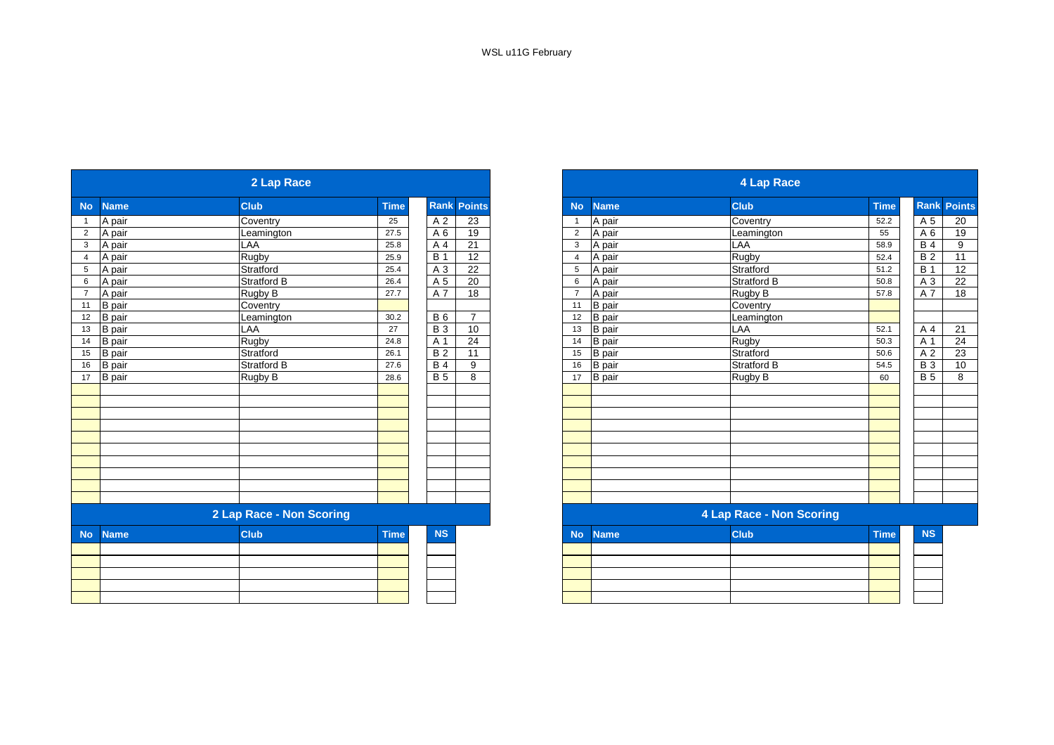WSL u11G February

## 2 Lap Race

| No | Name | Club | Time | Rank | Points |
|---|---|---|---|---|---|
| 1 | A pair | Coventry | 25 | A 2 | 23 |
| 2 | A pair | Leamington | 27.5 | A 6 | 19 |
| 3 | A pair | LAA | 25.8 | A 4 | 21 |
| 4 | A pair | Rugby | 25.9 | B 1 | 12 |
| 5 | A pair | Stratford | 25.4 | A 3 | 22 |
| 6 | A pair | Stratford B | 26.4 | A 5 | 20 |
| 7 | A pair | Rugby B | 27.7 | A 7 | 18 |
| 11 | B pair | Coventry | | | |
| 12 | B pair | Leamington | 30.2 | B 6 | 7 |
| 13 | B pair | LAA | 27 | B 3 | 10 |
| 14 | B pair | Rugby | 24.8 | A 1 | 24 |
| 15 | B pair | Stratford | 26.1 | B 2 | 11 |
| 16 | B pair | Stratford B | 27.6 | B 4 | 9 |
| 17 | B pair | Rugby B | 28.6 | B 5 | 8 |

## 2 Lap Race - Non Scoring

| No | Name | Club | Time | NS |
|---|---|---|---|---|
| | | | | |

## 4 Lap Race

| No | Name | Club | Time | Rank | Points |
|---|---|---|---|---|---|
| 1 | A pair | Coventry | 52.2 | A 5 | 20 |
| 2 | A pair | Leamington | 55 | A 6 | 19 |
| 3 | A pair | LAA | 58.9 | B 4 | 9 |
| 4 | A pair | Rugby | 52.4 | B 2 | 11 |
| 5 | A pair | Stratford | 51.2 | B 1 | 12 |
| 6 | A pair | Stratford B | 50.8 | A 3 | 22 |
| 7 | A pair | Rugby B | 57.8 | A 7 | 18 |
| 11 | B pair | Coventry | | | |
| 12 | B pair | Leamington | | | |
| 13 | B pair | LAA | 52.1 | A 4 | 21 |
| 14 | B pair | Rugby | 50.3 | A 1 | 24 |
| 15 | B pair | Stratford | 50.6 | A 2 | 23 |
| 16 | B pair | Stratford B | 54.5 | B 3 | 10 |
| 17 | B pair | Rugby B | 60 | B 5 | 8 |

## 4 Lap Race - Non Scoring

| No | Name | Club | Time | NS |
|---|---|---|---|---|
| | | | | |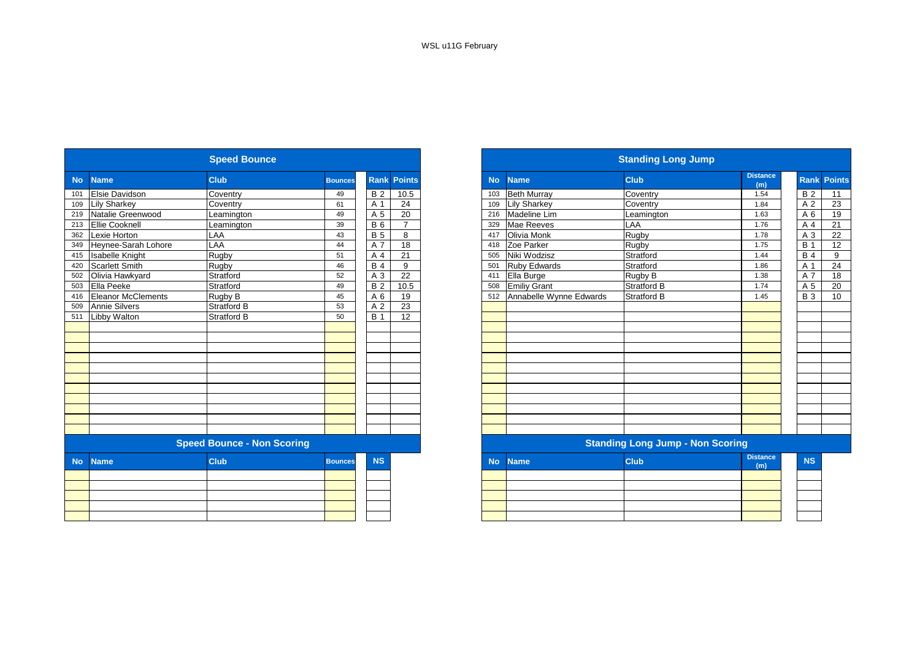WSL u11G February

## Speed Bounce

| No | Name | Club | Bounces | Rank | Points |
|---|---|---|---|---|---|
| 101 | Elsie Davidson | Coventry | 49 | B 2 | 10.5 |
| 109 | Lily Sharkey | Coventry | 61 | A 1 | 24 |
| 219 | Natalie Greenwood | Leamington | 49 | A 5 | 20 |
| 213 | Ellie Cooknell | Leamington | 39 | B 6 | 7 |
| 362 | Lexie Horton | LAA | 43 | B 5 | 8 |
| 349 | Heynee-Sarah Lohore | LAA | 44 | A 7 | 18 |
| 415 | Isabelle Knight | Rugby | 51 | A 4 | 21 |
| 420 | Scarlett Smith | Rugby | 46 | B 4 | 9 |
| 502 | Olivia Hawkyard | Stratford | 52 | A 3 | 22 |
| 503 | Ella Peeke | Stratford | 49 | B 2 | 10.5 |
| 416 | Eleanor McClements | Rugby B | 45 | A 6 | 19 |
| 509 | Annie Silvers | Stratford B | 53 | A 2 | 23 |
| 511 | Libby Walton | Stratford B | 50 | B 1 | 12 |

## Speed Bounce - Non Scoring

| No | Name | Club | Bounces | NS |
|---|---|---|---|---|

## Standing Long Jump

| No | Name | Club | Distance (m) | Rank | Points |
|---|---|---|---|---|---|
| 103 | Beth Murray | Coventry | 1.54 | B 2 | 11 |
| 109 | Lily Sharkey | Coventry | 1.84 | A 2 | 23 |
| 216 | Madeline Lim | Leamington | 1.63 | A 6 | 19 |
| 329 | Mae Reeves | LAA | 1.76 | A 4 | 21 |
| 417 | Olivia Monk | Rugby | 1.78 | A 3 | 22 |
| 418 | Zoe Parker | Rugby | 1.75 | B 1 | 12 |
| 505 | Niki Wodzisz | Stratford | 1.44 | B 4 | 9 |
| 501 | Ruby Edwards | Stratford | 1.86 | A 1 | 24 |
| 411 | Ella Burge | Rugby B | 1.38 | A 7 | 18 |
| 508 | Emiliy Grant | Stratford B | 1.74 | A 5 | 20 |
| 512 | Annabelle Wynne Edwards | Stratford B | 1.45 | B 3 | 10 |

## Standing Long Jump - Non Scoring

| No | Name | Club | Distance (m) | NS |
|---|---|---|---|---|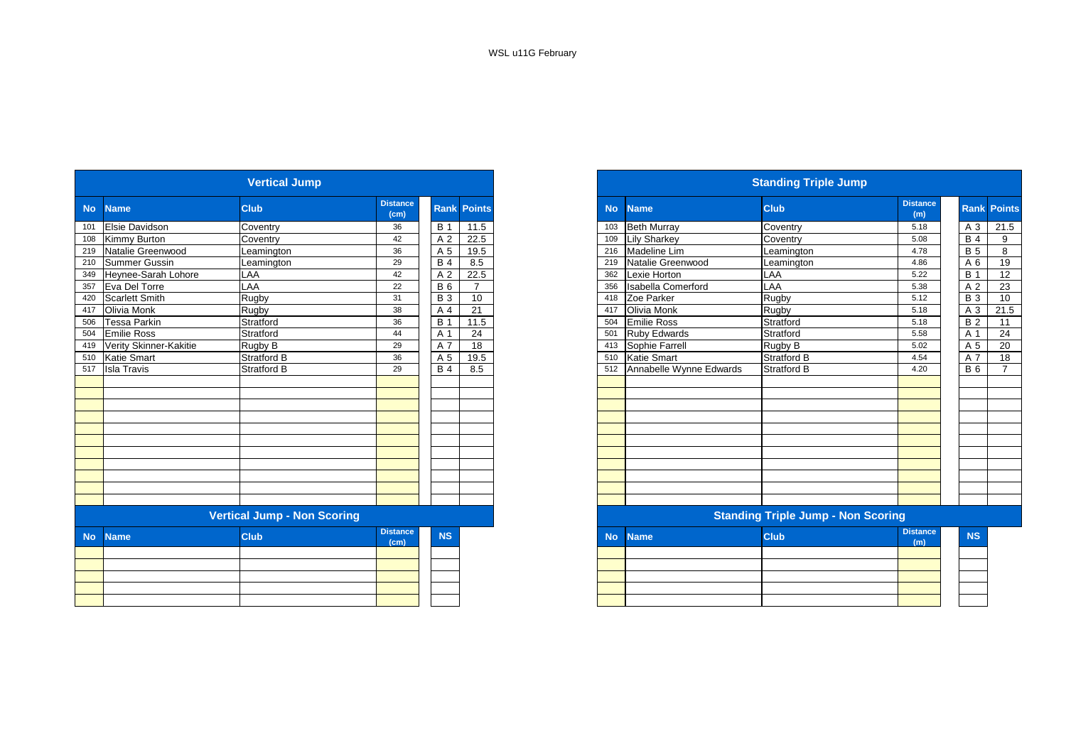WSL u11G February

## Vertical Jump

| No | Name | Club | Distance (cm) | Rank | Points |
|---|---|---|---|---|---|
| 101 | Elsie Davidson | Coventry | 36 | B 1 | 11.5 |
| 108 | Kimmy Burton | Coventry | 42 | A 2 | 22.5 |
| 219 | Natalie Greenwood | Leamington | 36 | A 5 | 19.5 |
| 210 | Summer Gussin | Leamington | 29 | B 4 | 8.5 |
| 349 | Heynee-Sarah Lohore | LAA | 42 | A 2 | 22.5 |
| 357 | Eva Del Torre | LAA | 22 | B 6 | 7 |
| 420 | Scarlett Smith | Rugby | 31 | B 3 | 10 |
| 417 | Olivia Monk | Rugby | 38 | A 4 | 21 |
| 506 | Tessa Parkin | Stratford | 36 | B 1 | 11.5 |
| 504 | Emilie Ross | Stratford | 44 | A 1 | 24 |
| 419 | Verity Skinner-Kakitie | Rugby B | 29 | A 7 | 18 |
| 510 | Katie Smart | Stratford B | 36 | A 5 | 19.5 |
| 517 | Isla Travis | Stratford B | 29 | B 4 | 8.5 |

## Vertical Jump - Non Scoring

| No | Name | Club | Distance (cm) | NS |
|---|---|---|---|---|

## Standing Triple Jump

| No | Name | Club | Distance (m) | Rank | Points |
|---|---|---|---|---|---|
| 103 | Beth Murray | Coventry | 5.18 | A 3 | 21.5 |
| 109 | Lily Sharkey | Coventry | 5.08 | B 4 | 9 |
| 216 | Madeline Lim | Leamington | 4.78 | B 5 | 8 |
| 219 | Natalie Greenwood | Leamington | 4.86 | A 6 | 19 |
| 362 | Lexie Horton | LAA | 5.22 | B 1 | 12 |
| 356 | Isabella Comerford | LAA | 5.38 | A 2 | 23 |
| 418 | Zoe Parker | Rugby | 5.12 | B 3 | 10 |
| 417 | Olivia Monk | Rugby | 5.18 | A 3 | 21.5 |
| 504 | Emilie Ross | Stratford | 5.18 | B 2 | 11 |
| 501 | Ruby Edwards | Stratford | 5.58 | A 1 | 24 |
| 413 | Sophie Farrell | Rugby B | 5.02 | A 5 | 20 |
| 510 | Katie Smart | Stratford B | 4.54 | A 7 | 18 |
| 512 | Annabelle Wynne Edwards | Stratford B | 4.20 | B 6 | 7 |

## Standing Triple Jump - Non Scoring

| No | Name | Club | Distance (m) | NS |
|---|---|---|---|---|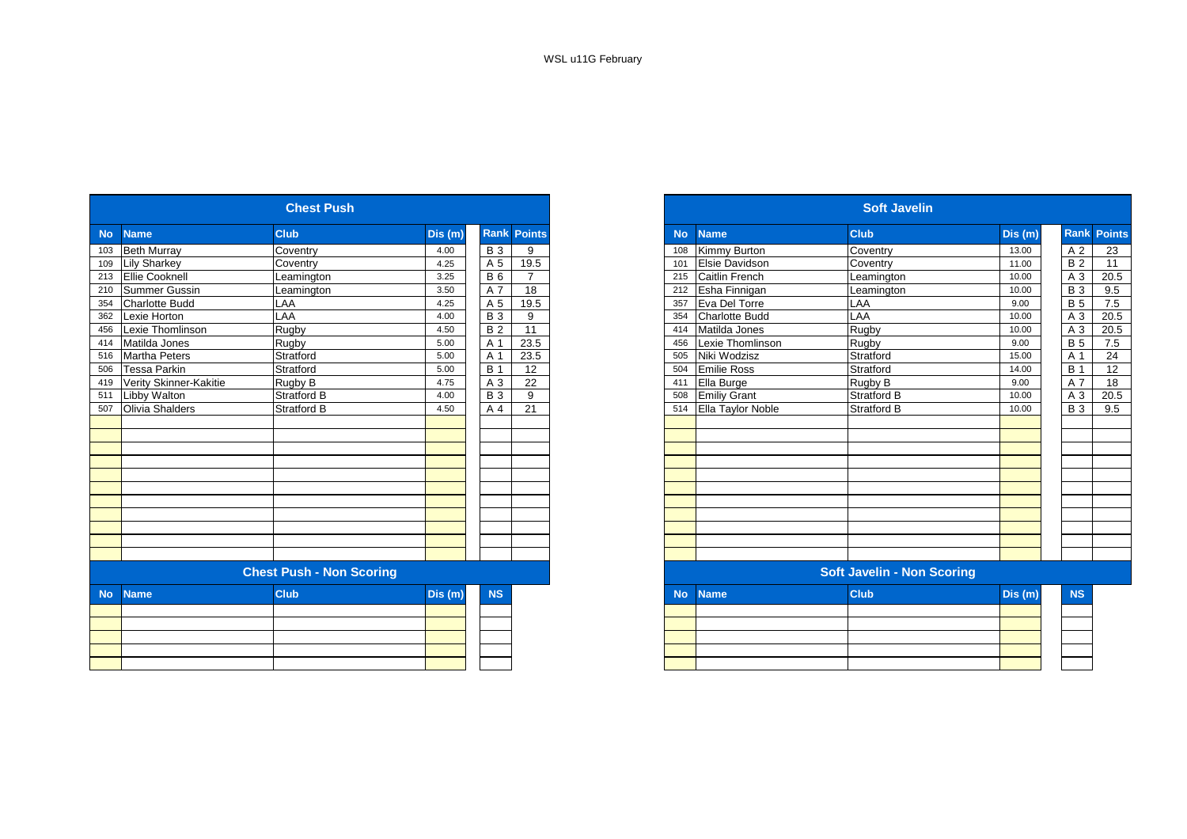WSL u11G February

## Chest Push

| No | Name | Club | Dis (m) | Rank | Points |
|---|---|---|---|---|---|
| 103 | Beth Murray | Coventry | 4.00 | B 3 | 9 |
| 109 | Lily Sharkey | Coventry | 4.25 | A 5 | 19.5 |
| 213 | Ellie Cooknell | Leamington | 3.25 | B 6 | 7 |
| 210 | Summer Gussin | Leamington | 3.50 | A 7 | 18 |
| 354 | Charlotte Budd | LAA | 4.25 | A 5 | 19.5 |
| 362 | Lexie Horton | LAA | 4.00 | B 3 | 9 |
| 456 | Lexie Thomlinson | Rugby | 4.50 | B 2 | 11 |
| 414 | Matilda Jones | Rugby | 5.00 | A 1 | 23.5 |
| 516 | Martha Peters | Stratford | 5.00 | A 1 | 23.5 |
| 506 | Tessa Parkin | Stratford | 5.00 | B 1 | 12 |
| 419 | Verity Skinner-Kakitie | Rugby B | 4.75 | A 3 | 22 |
| 511 | Libby Walton | Stratford B | 4.00 | B 3 | 9 |
| 507 | Olivia Shalders | Stratford B | 4.50 | A 4 | 21 |

## Chest Push - Non Scoring

| No | Name | Club | Dis (m) | NS |
|---|---|---|---|---|

## Soft Javelin

| No | Name | Club | Dis (m) | Rank | Points |
|---|---|---|---|---|---|
| 108 | Kimmy Burton | Coventry | 13.00 | A 2 | 23 |
| 101 | Elsie Davidson | Coventry | 11.00 | B 2 | 11 |
| 215 | Caitlin French | Leamington | 10.00 | A 3 | 20.5 |
| 212 | Esha Finnigan | Leamington | 10.00 | B 3 | 9.5 |
| 357 | Eva Del Torre | LAA | 9.00 | B 5 | 7.5 |
| 354 | Charlotte Budd | LAA | 10.00 | A 3 | 20.5 |
| 414 | Matilda Jones | Rugby | 10.00 | A 3 | 20.5 |
| 456 | Lexie Thomlinson | Rugby | 9.00 | B 5 | 7.5 |
| 505 | Niki Wodzisz | Stratford | 15.00 | A 1 | 24 |
| 504 | Emilie Ross | Stratford | 14.00 | B 1 | 12 |
| 411 | Ella Burge | Rugby B | 9.00 | A 7 | 18 |
| 508 | Emiliy Grant | Stratford B | 10.00 | A 3 | 20.5 |
| 514 | Ella Taylor Noble | Stratford B | 10.00 | B 3 | 9.5 |

## Soft Javelin - Non Scoring

| No | Name | Club | Dis (m) | NS |
|---|---|---|---|---|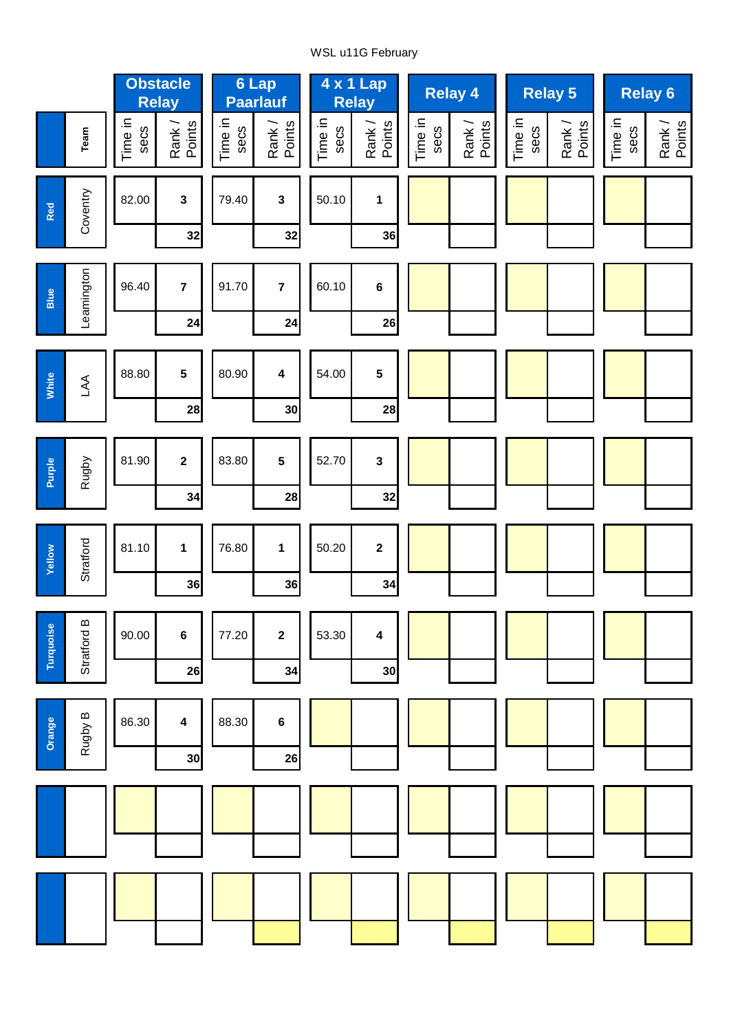WSL u11G February

| | Team | Obstacle Relay | | 6 Lap Paarlauf | | 4 x 1 Lap Relay | | Relay 4 | | Relay 5 | | Relay 6 | |
|---|---|---|---|---|---|---|---|---|---|---|---|---|---|
| | | Time in secs | Rank / Points | Time in secs | Rank / Points | Time in secs | Rank / Points | Time in secs | Rank / Points | Time in secs | Rank / Points | Time in secs | Rank / Points |
| Red | Coventry | 82.00 | 3 | 79.40 | 3 | 50.10 | 1 | | | | | | |
| | | | 32 | | 32 | | 36 | | | | | | |
| Blue | Leamington | 96.40 | 7 | 91.70 | 7 | 60.10 | 6 | | | | | | |
| | | | 24 | | 24 | | 26 | | | | | | |
| White | LAA | 88.80 | 5 | 80.90 | 4 | 54.00 | 5 | | | | | | |
| | | | 28 | | 30 | | 28 | | | | | | |
| Purple | Rugby | 81.90 | 2 | 83.80 | 5 | 52.70 | 3 | | | | | | |
| | | | 34 | | 28 | | 32 | | | | | | |
| Yellow | Stratford | 81.10 | 1 | 76.80 | 1 | 50.20 | 2 | | | | | | |
| | | | 36 | | 36 | | 34 | | | | | | |
| Turquoise | Stratford B | 90.00 | 6 | 77.20 | 2 | 53.30 | 4 | | | | | | |
| | | | 26 | | 34 | | 30 | | | | | | |
| Orange | Rugby B | 86.30 | 4 | 88.30 | 6 | | | | | | | | |
| | | | 30 | | 26 | | | | | | | | |
| | | | | | | | | | | | | | |
| | | | | | | | | | | | | | |
| | | | | | | | | | | | | | |
| | | | | | | | | | | | | | |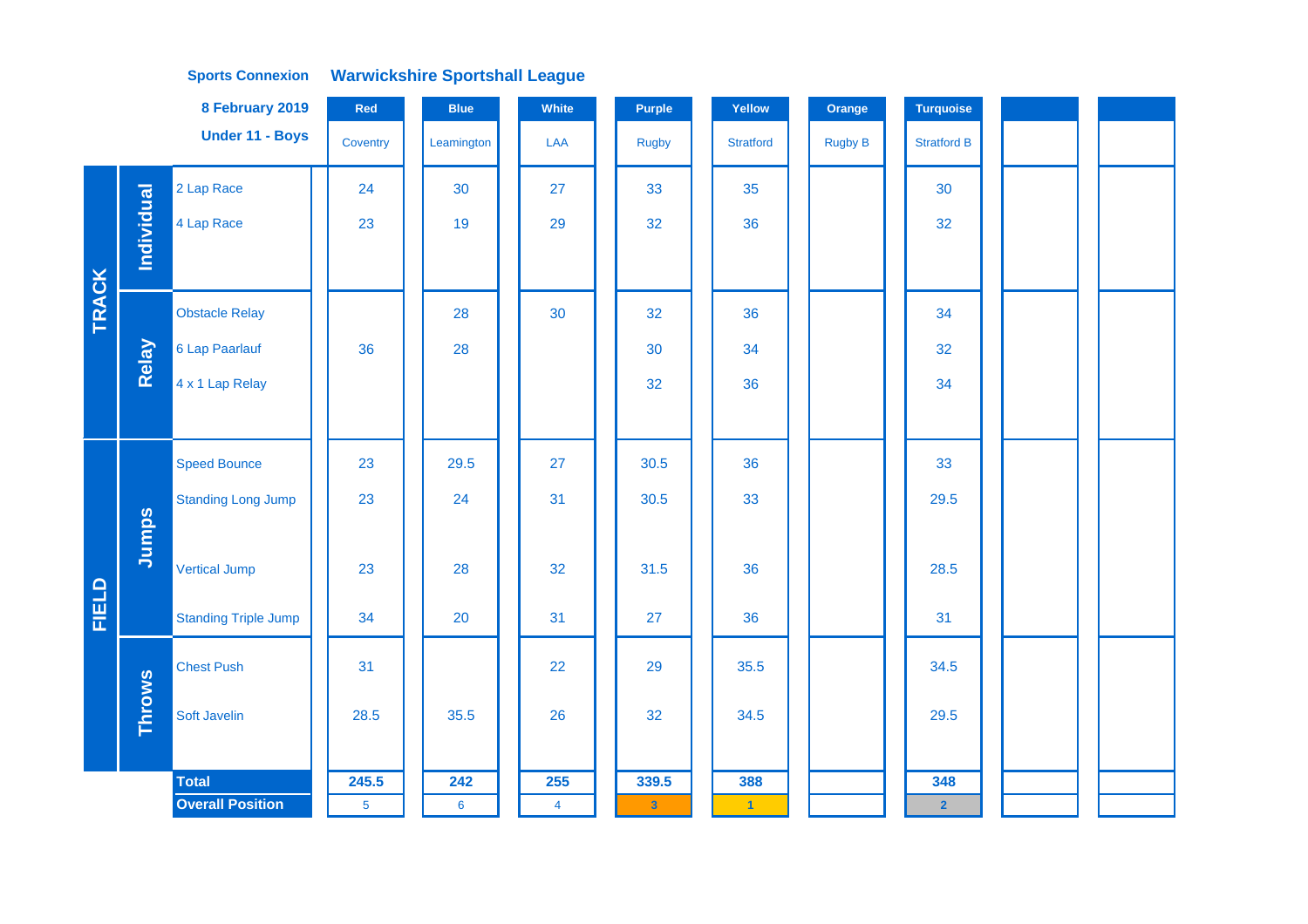**Sports Connexion** **Warwickshire Sportshall League**

**8 February 2019**

**Under 11 - Boys**

| | | | Red | Blue | White | Purple | Yellow | Orange | Turquoise | | |
|---|---|---|---|---|---|---|---|---|---|---|---|
| | | | Coventry | Leamington | LAA | Rugby | Stratford | Rugby B | Stratford B | | |
| TRACK | Individual | 2 Lap Race | 24 | 30 | 27 | 33 | 35 | | 30 | | |
| | | 4 Lap Race | 23 | 19 | 29 | 32 | 36 | | 32 | | |
| | Relay | Obstacle Relay | | 28 | 30 | 32 | 36 | | 34 | | |
| | | 6 Lap Paarlauf | 36 | 28 | | 30 | 34 | | 32 | | |
| | | 4 x 1 Lap Relay | | | | 32 | 36 | | 34 | | |
| FIELD | Jumps | Speed Bounce | 23 | 29.5 | 27 | 30.5 | 36 | | 33 | | |
| | | Standing Long Jump | 23 | 24 | 31 | 30.5 | 33 | | 29.5 | | |
| | | Vertical Jump | 23 | 28 | 32 | 31.5 | 36 | | 28.5 | | |
| | | Standing Triple Jump | 34 | 20 | 31 | 27 | 36 | | 31 | | |
| | Throws | Chest Push | 31 | | 22 | 29 | 35.5 | | 34.5 | | |
| | | Soft Javelin | 28.5 | 35.5 | 26 | 32 | 34.5 | | 29.5 | | |
| | | **Total** | **245.5** | **242** | **255** | **339.5** | **388** | | **348** | | |
| | | **Overall Position** | 5 | 6 | 4 | 3 | 1 | | 2 | | |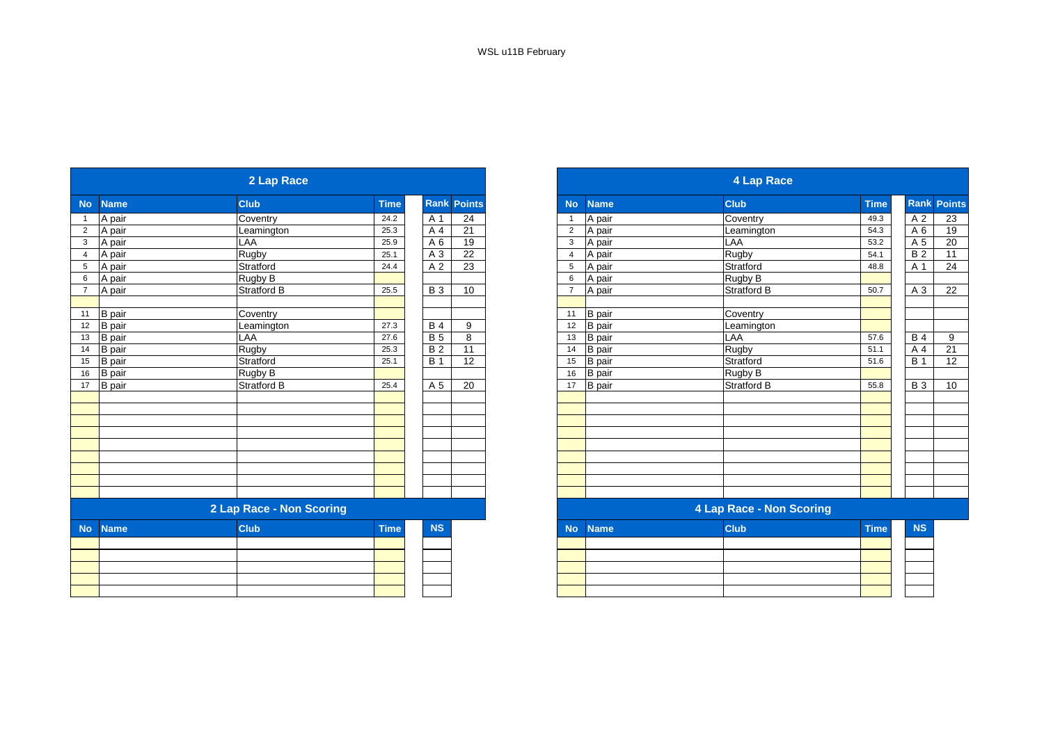WSL u11B February

## 2 Lap Race

| No | Name | Club | Time | Rank | Points |
|---|---|---|---|---|---|
| 1 | A pair | Coventry | 24.2 | A 1 | 24 |
| 2 | A pair | Leamington | 25.3 | A 4 | 21 |
| 3 | A pair | LAA | 25.9 | A 6 | 19 |
| 4 | A pair | Rugby | 25.1 | A 3 | 22 |
| 5 | A pair | Stratford | 24.4 | A 2 | 23 |
| 6 | A pair | Rugby B | | | |
| 7 | A pair | Stratford B | 25.5 | B 3 | 10 |
| | | | | | |
| 11 | B pair | Coventry | | | |
| 12 | B pair | Leamington | 27.3 | B 4 | 9 |
| 13 | B pair | LAA | 27.6 | B 5 | 8 |
| 14 | B pair | Rugby | 25.3 | B 2 | 11 |
| 15 | B pair | Stratford | 25.1 | B 1 | 12 |
| 16 | B pair | Rugby B | | | |
| 17 | B pair | Stratford B | 25.4 | A 5 | 20 |

## 2 Lap Race - Non Scoring

| No | Name | Club | Time | NS |
|---|---|---|---|---|
| | | | | |

## 4 Lap Race

| No | Name | Club | Time | Rank | Points |
|---|---|---|---|---|---|
| 1 | A pair | Coventry | 49.3 | A 2 | 23 |
| 2 | A pair | Leamington | 54.3 | A 6 | 19 |
| 3 | A pair | LAA | 53.2 | A 5 | 20 |
| 4 | A pair | Rugby | 54.1 | B 2 | 11 |
| 5 | A pair | Stratford | 48.8 | A 1 | 24 |
| 6 | A pair | Rugby B | | | |
| 7 | A pair | Stratford B | 50.7 | A 3 | 22 |
| | | | | | |
| 11 | B pair | Coventry | | | |
| 12 | B pair | Leamington | | | |
| 13 | B pair | LAA | 57.6 | B 4 | 9 |
| 14 | B pair | Rugby | 51.1 | A 4 | 21 |
| 15 | B pair | Stratford | 51.6 | B 1 | 12 |
| 16 | B pair | Rugby B | | | |
| 17 | B pair | Stratford B | 55.8 | B 3 | 10 |

## 4 Lap Race - Non Scoring

| No | Name | Club | Time | NS |
|---|---|---|---|---|
| | | | | |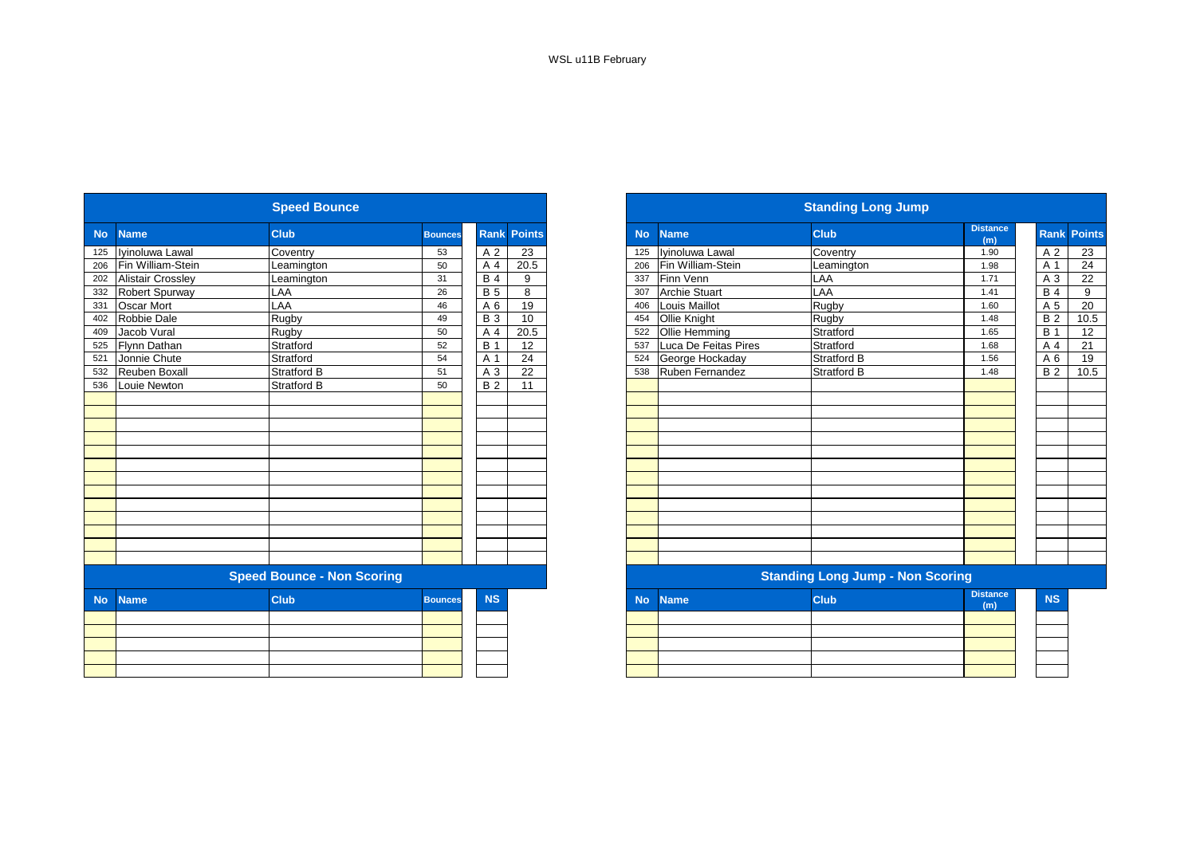WSL u11B February

## Speed Bounce

| No | Name | Club | Bounces | Rank | Points |
|---|---|---|---|---|---|
| 125 | Iyinoluwa Lawal | Coventry | 53 | A 2 | 23 |
| 206 | Fin William-Stein | Leamington | 50 | A 4 | 20.5 |
| 202 | Alistair Crossley | Leamington | 31 | B 4 | 9 |
| 332 | Robert Spurway | LAA | 26 | B 5 | 8 |
| 331 | Oscar Mort | LAA | 46 | A 6 | 19 |
| 402 | Robbie Dale | Rugby | 49 | B 3 | 10 |
| 409 | Jacob Vural | Rugby | 50 | A 4 | 20.5 |
| 525 | Flynn Dathan | Stratford | 52 | B 1 | 12 |
| 521 | Jonnie Chute | Stratford | 54 | A 1 | 24 |
| 532 | Reuben Boxall | Stratford B | 51 | A 3 | 22 |
| 536 | Louie Newton | Stratford B | 50 | B 2 | 11 |

## Speed Bounce - Non Scoring

| No | Name | Club | Bounces | NS |
|---|---|---|---|---|

## Standing Long Jump

| No | Name | Club | Distance (m) | Rank | Points |
|---|---|---|---|---|---|
| 125 | Iyinoluwa Lawal | Coventry | 1.90 | A 2 | 23 |
| 206 | Fin William-Stein | Leamington | 1.98 | A 1 | 24 |
| 337 | Finn Venn | LAA | 1.71 | A 3 | 22 |
| 307 | Archie Stuart | LAA | 1.41 | B 4 | 9 |
| 406 | Louis Maillot | Rugby | 1.60 | A 5 | 20 |
| 454 | Ollie Knight | Rugby | 1.48 | B 2 | 10.5 |
| 522 | Ollie Hemming | Stratford | 1.65 | B 1 | 12 |
| 537 | Luca De Feitas Pires | Stratford | 1.68 | A 4 | 21 |
| 524 | George Hockaday | Stratford B | 1.56 | A 6 | 19 |
| 538 | Ruben Fernandez | Stratford B | 1.48 | B 2 | 10.5 |

## Standing Long Jump - Non Scoring

| No | Name | Club | Distance (m) | NS |
|---|---|---|---|---|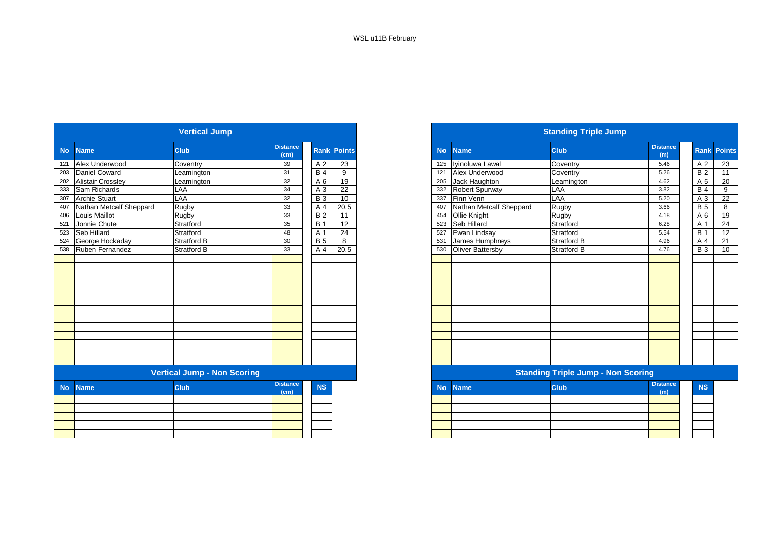WSL u11B February

## Vertical Jump

| No | Name | Club | Distance (cm) | Rank | Points |
|---|---|---|---|---|---|
| 121 | Alex Underwood | Coventry | 39 | A 2 | 23 |
| 203 | Daniel Coward | Leamington | 31 | B 4 | 9 |
| 202 | Alistair Crossley | Leamington | 32 | A 6 | 19 |
| 333 | Sam Richards | LAA | 34 | A 3 | 22 |
| 307 | Archie Stuart | LAA | 32 | B 3 | 10 |
| 407 | Nathan Metcalf Sheppard | Rugby | 33 | A 4 | 20.5 |
| 406 | Louis Maillot | Rugby | 33 | B 2 | 11 |
| 521 | Jonnie Chute | Stratford | 35 | B 1 | 12 |
| 523 | Seb Hillard | Stratford | 48 | A 1 | 24 |
| 524 | George Hockaday | Stratford B | 30 | B 5 | 8 |
| 538 | Ruben Fernandez | Stratford B | 33 | A 4 | 20.5 |

## Vertical Jump - Non Scoring

| No | Name | Club | Distance (cm) | NS |
|---|---|---|---|---|

## Standing Triple Jump

| No | Name | Club | Distance (m) | Rank | Points |
|---|---|---|---|---|---|
| 125 | Iyinoluwa Lawal | Coventry | 5.46 | A 2 | 23 |
| 121 | Alex Underwood | Coventry | 5.26 | B 2 | 11 |
| 205 | Jack Haughton | Leamington | 4.62 | A 5 | 20 |
| 332 | Robert Spurway | LAA | 3.82 | B 4 | 9 |
| 337 | Finn Venn | LAA | 5.20 | A 3 | 22 |
| 407 | Nathan Metcalf Sheppard | Rugby | 3.66 | B 5 | 8 |
| 454 | Ollie Knight | Rugby | 4.18 | A 6 | 19 |
| 523 | Seb Hillard | Stratford | 6.28 | A 1 | 24 |
| 527 | Ewan Lindsay | Stratford | 5.54 | B 1 | 12 |
| 531 | James Humphreys | Stratford B | 4.96 | A 4 | 21 |
| 530 | Oliver Battersby | Stratford B | 4.76 | B 3 | 10 |

## Standing Triple Jump - Non Scoring

| No | Name | Club | Distance (m) | NS |
|---|---|---|---|---|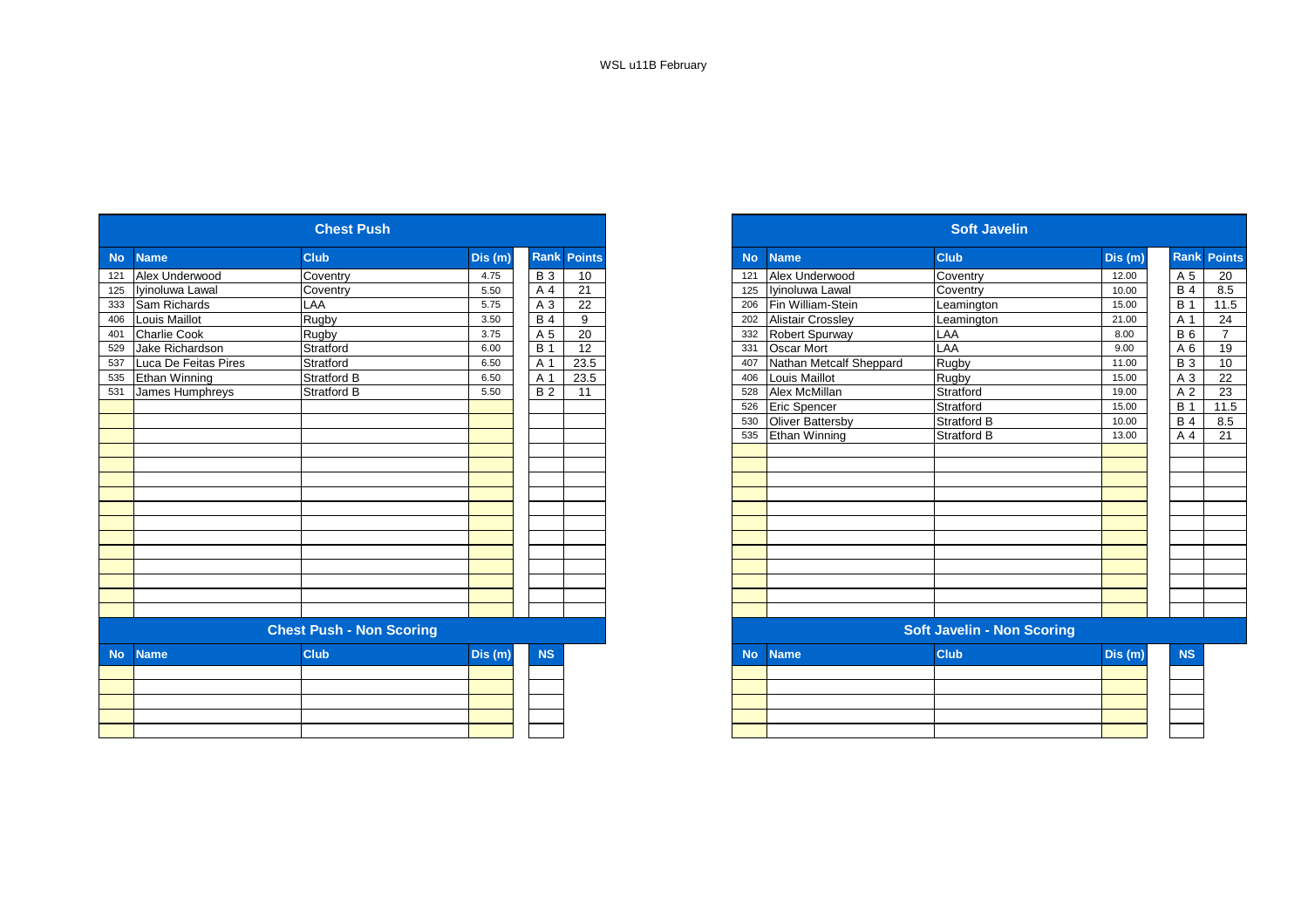WSL u11B February

## Chest Push

| No | Name | Club | Dis (m) | Rank | Points |
|---|---|---|---|---|---|
| 121 | Alex Underwood | Coventry | 4.75 | B 3 | 10 |
| 125 | Iyinoluwa Lawal | Coventry | 5.50 | A 4 | 21 |
| 333 | Sam Richards | LAA | 5.75 | A 3 | 22 |
| 406 | Louis Maillot | Rugby | 3.50 | B 4 | 9 |
| 401 | Charlie Cook | Rugby | 3.75 | A 5 | 20 |
| 529 | Jake Richardson | Stratford | 6.00 | B 1 | 12 |
| 537 | Luca De Feitas Pires | Stratford | 6.50 | A 1 | 23.5 |
| 535 | Ethan Winning | Stratford B | 6.50 | A 1 | 23.5 |
| 531 | James Humphreys | Stratford B | 5.50 | B 2 | 11 |

## Chest Push - Non Scoring

| No | Name | Club | Dis (m) | NS |
|---|---|---|---|---|

## Soft Javelin

| No | Name | Club | Dis (m) | Rank | Points |
|---|---|---|---|---|---|
| 121 | Alex Underwood | Coventry | 12.00 | A 5 | 20 |
| 125 | Iyinoluwa Lawal | Coventry | 10.00 | B 4 | 8.5 |
| 206 | Fin William-Stein | Leamington | 15.00 | B 1 | 11.5 |
| 202 | Alistair Crossley | Leamington | 21.00 | A 1 | 24 |
| 332 | Robert Spurway | LAA | 8.00 | B 6 | 7 |
| 331 | Oscar Mort | LAA | 9.00 | A 6 | 19 |
| 407 | Nathan Metcalf Sheppard | Rugby | 11.00 | B 3 | 10 |
| 406 | Louis Maillot | Rugby | 15.00 | A 3 | 22 |
| 528 | Alex McMillan | Stratford | 19.00 | A 2 | 23 |
| 526 | Eric Spencer | Stratford | 15.00 | B 1 | 11.5 |
| 530 | Oliver Battersby | Stratford B | 10.00 | B 4 | 8.5 |
| 535 | Ethan Winning | Stratford B | 13.00 | A 4 | 21 |

## Soft Javelin - Non Scoring

| No | Name | Club | Dis (m) | NS |
|---|---|---|---|---|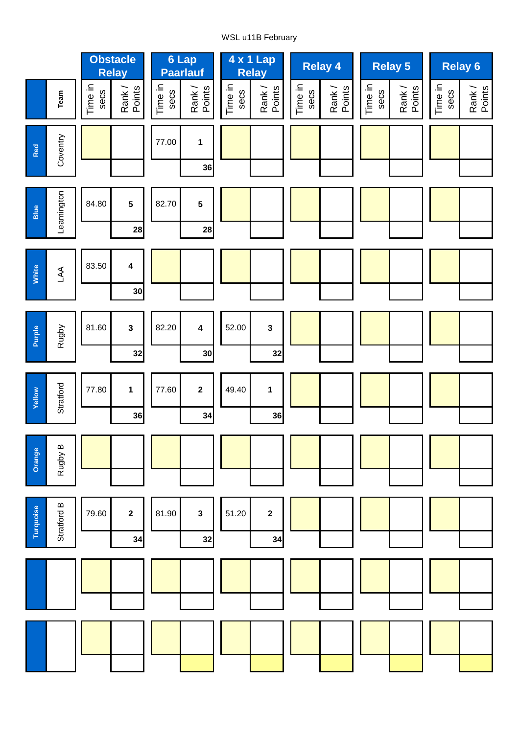WSL u11B February

| | Team | Obstacle Relay | | 6 Lap Paarlauf | | 4 x 1 Lap Relay | | Relay 4 | | Relay 5 | | Relay 6 | |
|---|---|---|---|---|---|---|---|---|---|---|---|---|---|
| | | Time in secs | Rank / Points | Time in secs | Rank / Points | Time in secs | Rank / Points | Time in secs | Rank / Points | Time in secs | Rank / Points | Time in secs | Rank / Points |
| Red | Coventry | | | 77.00 | 1 / 36 | | | | | | | | |
| Blue | Leamington | 84.80 | 5 / 28 | 82.70 | 5 / 28 | | | | | | | | |
| White | LAA | 83.50 | 4 / 30 | | | | | | | | | | |
| Purple | Rugby | 81.60 | 3 / 32 | 82.20 | 4 / 30 | 52.00 | 3 / 32 | | | | | | |
| Yellow | Stratford | 77.80 | 1 / 36 | 77.60 | 2 / 34 | 49.40 | 1 / 36 | | | | | | |
| Orange | Rugby B | | | | | | | | | | | | |
| Turquoise | Stratford B | 79.60 | 2 / 34 | 81.90 | 3 / 32 | 51.20 | 2 / 34 | | | | | | |
| | | | | | | | | | | | | | |
| | | | | | | | | | | | | | |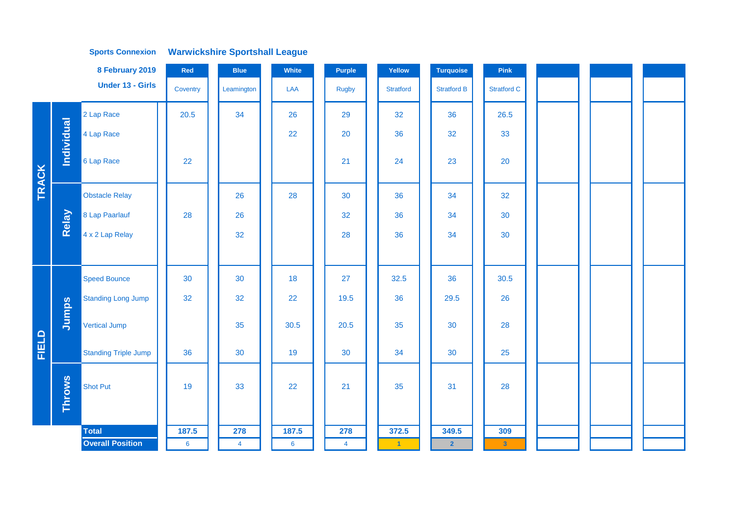**Sports Connexion** **Warwickshire Sportshall League**

**8 February 2019**

**Under 13 - Girls**

| | | Event | Red | Blue | White | Purple | Yellow | Turquoise | Pink | | | |
|---|---|---|---|---|---|---|---|---|---|---|---|---|
| | | | Coventry | Leamington | LAA | Rugby | Stratford | Stratford B | Stratford C | | | |
| TRACK | Individual | 2 Lap Race | 20.5 | 34 | 26 | 29 | 32 | 36 | 26.5 | | | |
| | | 4 Lap Race | | | 22 | 20 | 36 | 32 | 33 | | | |
| | | 6 Lap Race | 22 | | | 21 | 24 | 23 | 20 | | | |
| | Relay | Obstacle Relay | | 26 | 28 | 30 | 36 | 34 | 32 | | | |
| | | 8 Lap Paarlauf | 28 | 26 | | 32 | 36 | 34 | 30 | | | |
| | | 4 x 2 Lap Relay | | 32 | | 28 | 36 | 34 | 30 | | | |
| FIELD | Jumps | Speed Bounce | 30 | 30 | 18 | 27 | 32.5 | 36 | 30.5 | | | |
| | | Standing Long Jump | 32 | 32 | 22 | 19.5 | 36 | 29.5 | 26 | | | |
| | | Vertical Jump | | 35 | 30.5 | 20.5 | 35 | 30 | 28 | | | |
| | | Standing Triple Jump | 36 | 30 | 19 | 30 | 34 | 30 | 25 | | | |
| | Throws | Shot Put | 19 | 33 | 22 | 21 | 35 | 31 | 28 | | | |
| | | **Total** | **187.5** | **278** | **187.5** | **278** | **372.5** | **349.5** | **309** | | | |
| | | **Overall Position** | 6 | 4 | 6 | 4 | 1 | 2 | 3 | | | |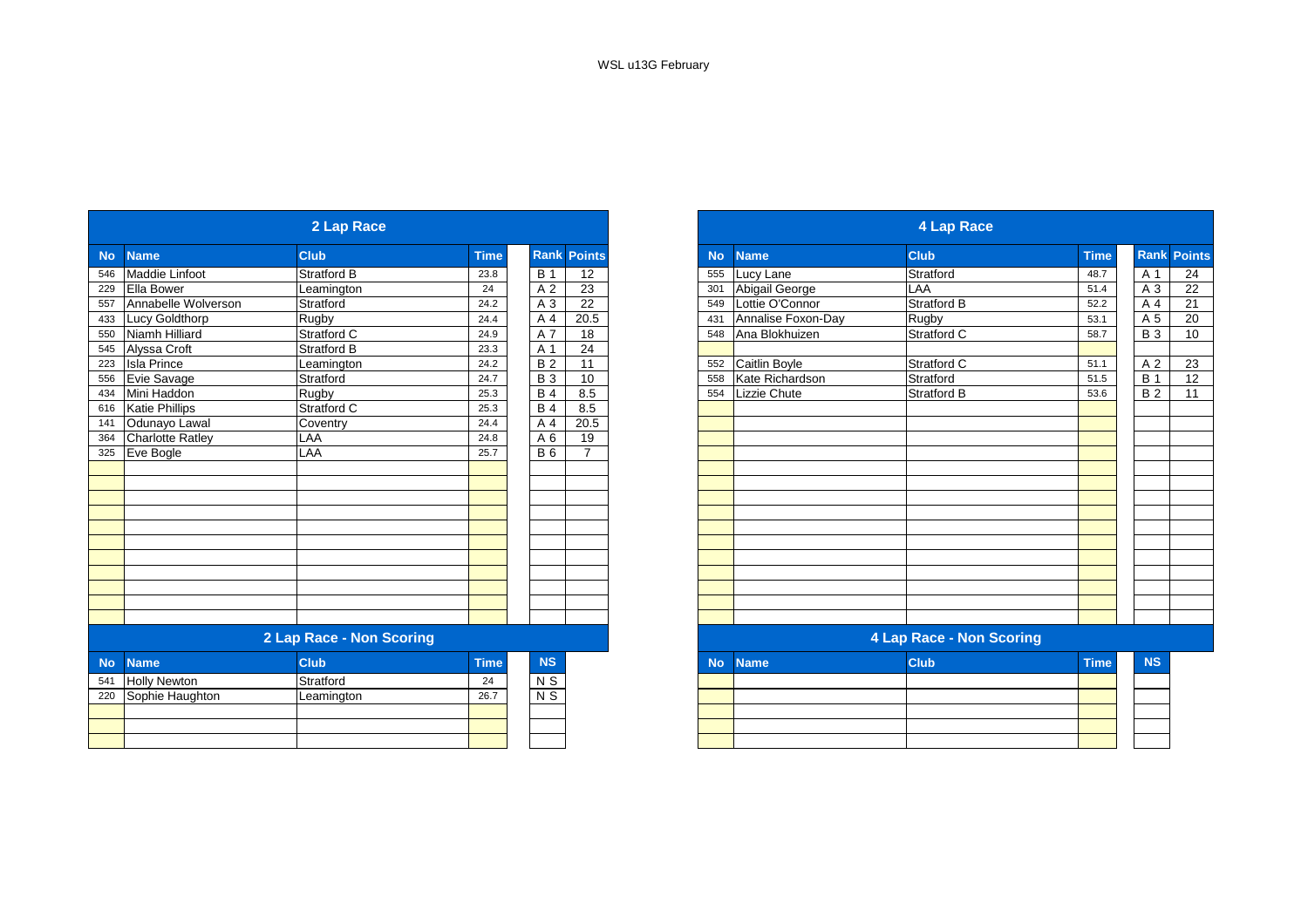WSL u13G February

## 2 Lap Race

| No | Name | Club | Time | Rank | Points |
|---|---|---|---|---|---|
| 546 | Maddie Linfoot | Stratford B | 23.8 | B 1 | 12 |
| 229 | Ella Bower | Leamington | 24 | A 2 | 23 |
| 557 | Annabelle Wolverson | Stratford | 24.2 | A 3 | 22 |
| 433 | Lucy Goldthorp | Rugby | 24.4 | A 4 | 20.5 |
| 550 | Niamh Hilliard | Stratford C | 24.9 | A 7 | 18 |
| 545 | Alyssa Croft | Stratford B | 23.3 | A 1 | 24 |
| 223 | Isla Prince | Leamington | 24.2 | B 2 | 11 |
| 556 | Evie Savage | Stratford | 24.7 | B 3 | 10 |
| 434 | Mini Haddon | Rugby | 25.3 | B 4 | 8.5 |
| 616 | Katie Phillips | Stratford C | 25.3 | B 4 | 8.5 |
| 141 | Odunayo Lawal | Coventry | 24.4 | A 4 | 20.5 |
| 364 | Charlotte Ratley | LAA | 24.8 | A 6 | 19 |
| 325 | Eve Bogle | LAA | 25.7 | B 6 | 7 |

## 2 Lap Race - Non Scoring

| No | Name | Club | Time | NS |
|---|---|---|---|---|
| 541 | Holly Newton | Stratford | 24 | N S |
| 220 | Sophie Haughton | Leamington | 26.7 | N S |

## 4 Lap Race

| No | Name | Club | Time | Rank | Points |
|---|---|---|---|---|---|
| 555 | Lucy Lane | Stratford | 48.7 | A 1 | 24 |
| 301 | Abigail George | LAA | 51.4 | A 3 | 22 |
| 549 | Lottie O'Connor | Stratford B | 52.2 | A 4 | 21 |
| 431 | Annalise Foxon-Day | Rugby | 53.1 | A 5 | 20 |
| 548 | Ana Blokhuizen | Stratford C | 58.7 | B 3 | 10 |
| | | | | | |
| 552 | Caitlin Boyle | Stratford C | 51.1 | A 2 | 23 |
| 558 | Kate Richardson | Stratford | 51.5 | B 1 | 12 |
| 554 | Lizzie Chute | Stratford B | 53.6 | B 2 | 11 |

## 4 Lap Race - Non Scoring

| No | Name | Club | Time | NS |
|---|---|---|---|---|
| | | | | |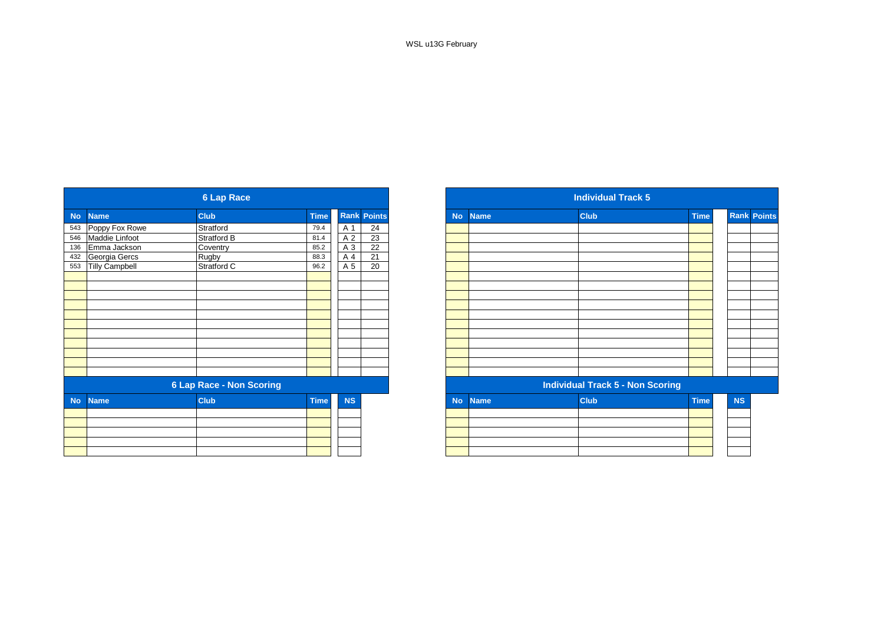WSL u13G February

## 6 Lap Race

| No | Name | Club | Time | Rank | Points |
|---|---|---|---|---|---|
| 543 | Poppy Fox Rowe | Stratford | 79.4 | A 1 | 24 |
| 546 | Maddie Linfoot | Stratford B | 81.4 | A 2 | 23 |
| 136 | Emma Jackson | Coventry | 85.2 | A 3 | 22 |
| 432 | Georgia Gercs | Rugby | 88.3 | A 4 | 21 |
| 553 | Tilly Campbell | Stratford C | 96.2 | A 5 | 20 |

## 6 Lap Race - Non Scoring

| No | Name | Club | Time | NS |
|---|---|---|---|---|
| | | | | |

## Individual Track 5

| No | Name | Club | Time | Rank | Points |
|---|---|---|---|---|---|
| | | | | | |

## Individual Track 5 - Non Scoring

| No | Name | Club | Time | NS |
|---|---|---|---|---|
| | | | | |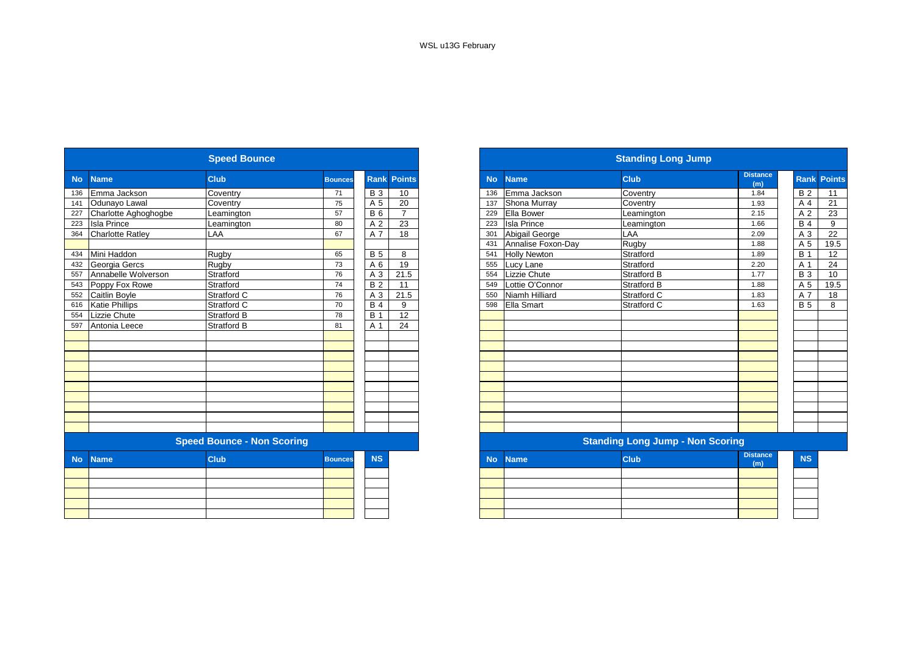WSL u13G February

## Speed Bounce

| No | Name | Club | Bounces | Rank | Points |
|---|---|---|---|---|---|
| 136 | Emma Jackson | Coventry | 71 | B 3 | 10 |
| 141 | Odunayo Lawal | Coventry | 75 | A 5 | 20 |
| 227 | Charlotte Aghoghogbe | Leamington | 57 | B 6 | 7 |
| 223 | Isla Prince | Leamington | 80 | A 2 | 23 |
| 364 | Charlotte Ratley | LAA | 67 | A 7 | 18 |
| | | | | | |
| 434 | Mini Haddon | Rugby | 65 | B 5 | 8 |
| 432 | Georgia Gercs | Rugby | 73 | A 6 | 19 |
| 557 | Annabelle Wolverson | Stratford | 76 | A 3 | 21.5 |
| 543 | Poppy Fox Rowe | Stratford | 74 | B 2 | 11 |
| 552 | Caitlin Boyle | Stratford C | 76 | A 3 | 21.5 |
| 616 | Katie Phillips | Stratford C | 70 | B 4 | 9 |
| 554 | Lizzie Chute | Stratford B | 78 | B 1 | 12 |
| 597 | Antonia Leece | Stratford B | 81 | A 1 | 24 |

## Speed Bounce - Non Scoring

| No | Name | Club | Bounces | NS |
|---|---|---|---|---|
| | | | | |

## Standing Long Jump

| No | Name | Club | Distance (m) | Rank | Points |
|---|---|---|---|---|---|
| 136 | Emma Jackson | Coventry | 1.84 | B 2 | 11 |
| 137 | Shona Murray | Coventry | 1.93 | A 4 | 21 |
| 229 | Ella Bower | Leamington | 2.15 | A 2 | 23 |
| 223 | Isla Prince | Leamington | 1.66 | B 4 | 9 |
| 301 | Abigail George | LAA | 2.09 | A 3 | 22 |
| 431 | Annalise Foxon-Day | Rugby | 1.88 | A 5 | 19.5 |
| 541 | Holly Newton | Stratford | 1.89 | B 1 | 12 |
| 555 | Lucy Lane | Stratford | 2.20 | A 1 | 24 |
| 554 | Lizzie Chute | Stratford B | 1.77 | B 3 | 10 |
| 549 | Lottie O'Connor | Stratford B | 1.88 | A 5 | 19.5 |
| 550 | Niamh Hilliard | Stratford C | 1.83 | A 7 | 18 |
| 598 | Ella Smart | Stratford C | 1.63 | B 5 | 8 |

## Standing Long Jump - Non Scoring

| No | Name | Club | Distance (m) | NS |
|---|---|---|---|---|
| | | | | |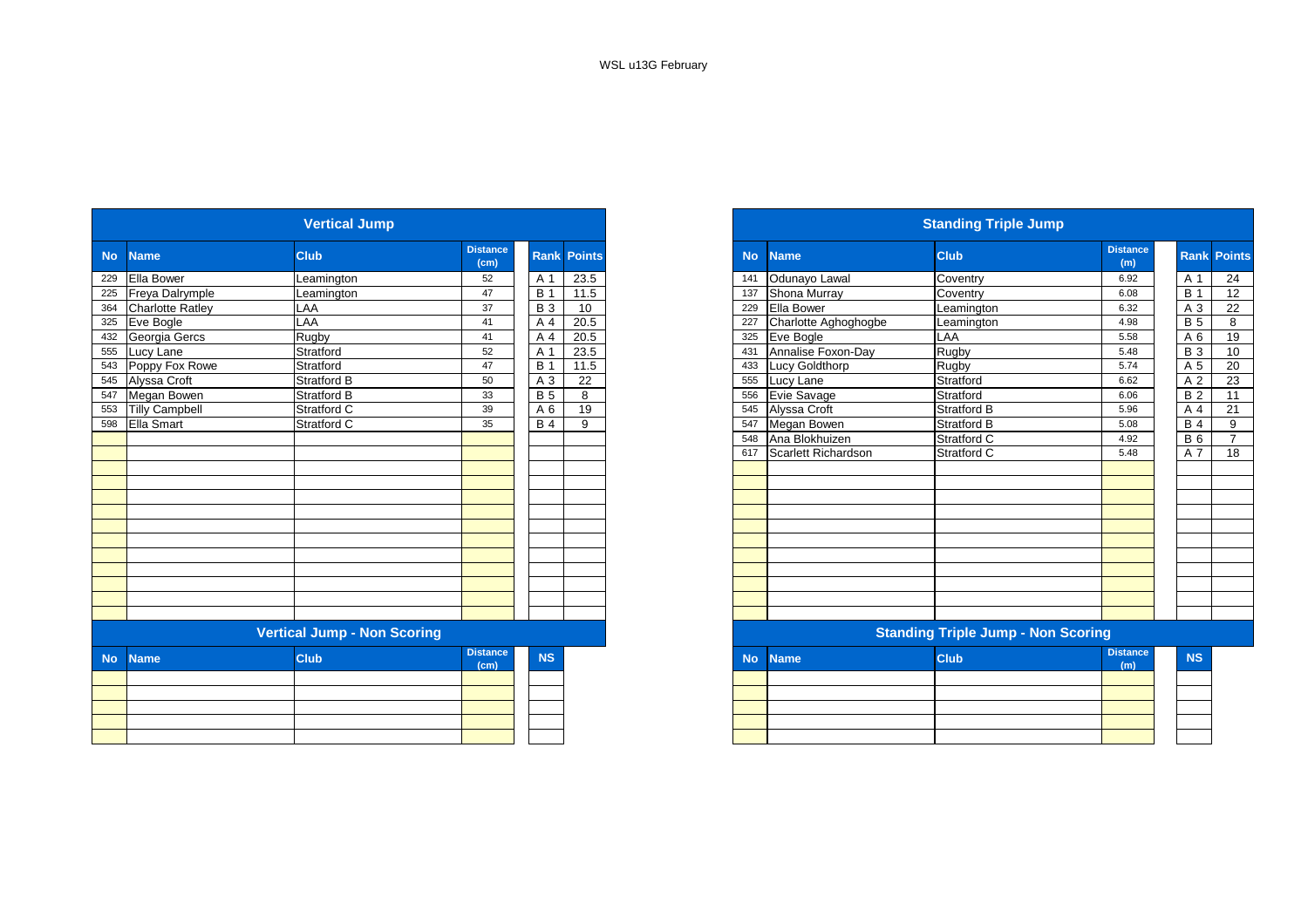WSL u13G February

## Vertical Jump

| No | Name | Club | Distance (cm) | Rank | Points |
|---|---|---|---|---|---|
| 229 | Ella Bower | Leamington | 52 | A 1 | 23.5 |
| 225 | Freya Dalrymple | Leamington | 47 | B 1 | 11.5 |
| 364 | Charlotte Ratley | LAA | 37 | B 3 | 10 |
| 325 | Eve Bogle | LAA | 41 | A 4 | 20.5 |
| 432 | Georgia Gercs | Rugby | 41 | A 4 | 20.5 |
| 555 | Lucy Lane | Stratford | 52 | A 1 | 23.5 |
| 543 | Poppy Fox Rowe | Stratford | 47 | B 1 | 11.5 |
| 545 | Alyssa Croft | Stratford B | 50 | A 3 | 22 |
| 547 | Megan Bowen | Stratford B | 33 | B 5 | 8 |
| 553 | Tilly Campbell | Stratford C | 39 | A 6 | 19 |
| 598 | Ella Smart | Stratford C | 35 | B 4 | 9 |

## Vertical Jump - Non Scoring

| No | Name | Club | Distance (cm) | NS |
|---|---|---|---|---|

## Standing Triple Jump

| No | Name | Club | Distance (m) | Rank | Points |
|---|---|---|---|---|---|
| 141 | Odunayo Lawal | Coventry | 6.92 | A 1 | 24 |
| 137 | Shona Murray | Coventry | 6.08 | B 1 | 12 |
| 229 | Ella Bower | Leamington | 6.32 | A 3 | 22 |
| 227 | Charlotte Aghoghogbe | Leamington | 4.98 | B 5 | 8 |
| 325 | Eve Bogle | LAA | 5.58 | A 6 | 19 |
| 431 | Annalise Foxon-Day | Rugby | 5.48 | B 3 | 10 |
| 433 | Lucy Goldthorp | Rugby | 5.74 | A 5 | 20 |
| 555 | Lucy Lane | Stratford | 6.62 | A 2 | 23 |
| 556 | Evie Savage | Stratford | 6.06 | B 2 | 11 |
| 545 | Alyssa Croft | Stratford B | 5.96 | A 4 | 21 |
| 547 | Megan Bowen | Stratford B | 5.08 | B 4 | 9 |
| 548 | Ana Blokhuizen | Stratford C | 4.92 | B 6 | 7 |
| 617 | Scarlett Richardson | Stratford C | 5.48 | A 7 | 18 |

## Standing Triple Jump - Non Scoring

| No | Name | Club | Distance (m) | NS |
|---|---|---|---|---|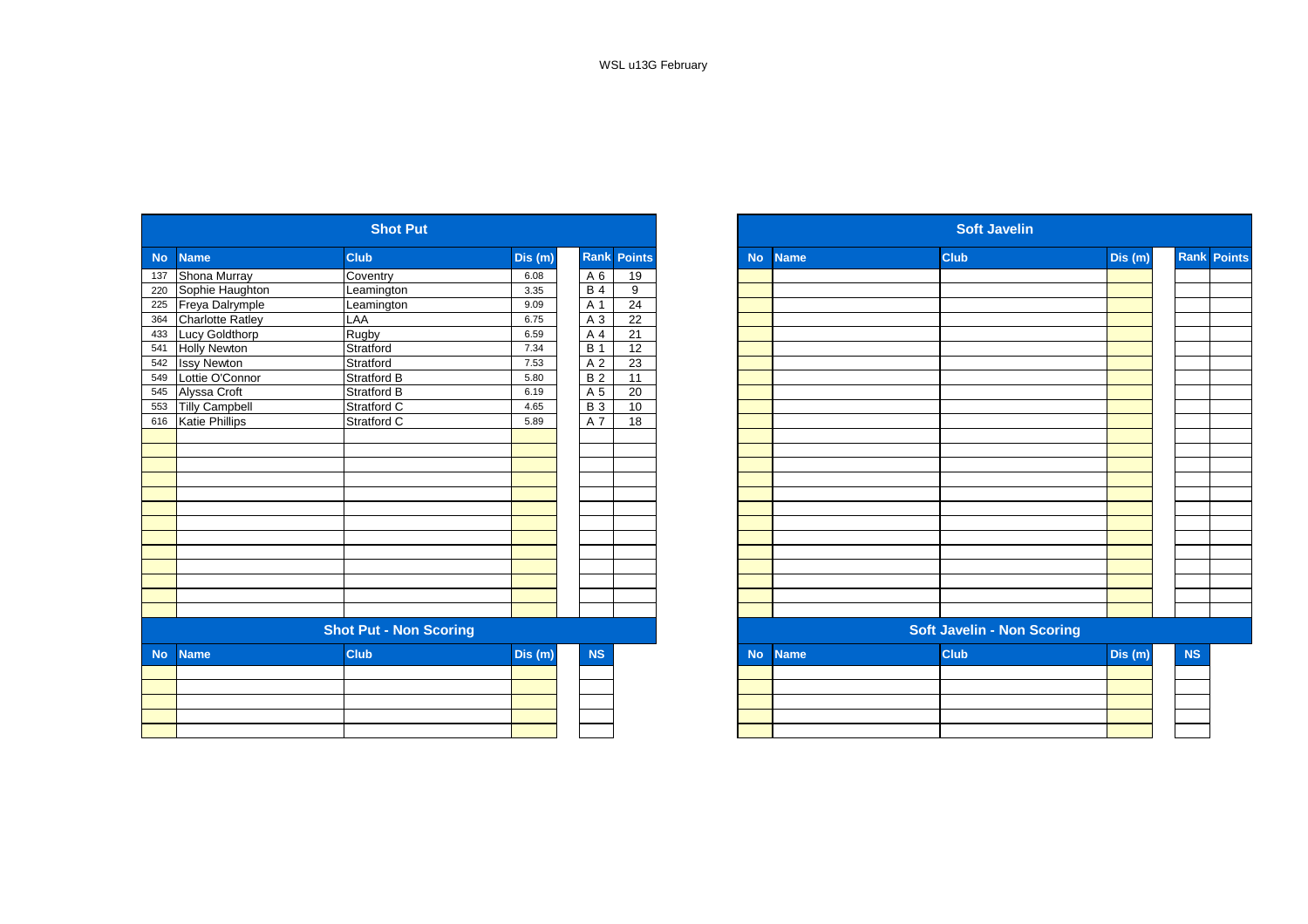WSL u13G February

## Shot Put

| No | Name | Club | Dis (m) | Rank | Points |
|---|---|---|---|---|---|
| 137 | Shona Murray | Coventry | 6.08 | A 6 | 19 |
| 220 | Sophie Haughton | Leamington | 3.35 | B 4 | 9 |
| 225 | Freya Dalrymple | Leamington | 9.09 | A 1 | 24 |
| 364 | Charlotte Ratley | LAA | 6.75 | A 3 | 22 |
| 433 | Lucy Goldthorp | Rugby | 6.59 | A 4 | 21 |
| 541 | Holly Newton | Stratford | 7.34 | B 1 | 12 |
| 542 | Issy Newton | Stratford | 7.53 | A 2 | 23 |
| 549 | Lottie O'Connor | Stratford B | 5.80 | B 2 | 11 |
| 545 | Alyssa Croft | Stratford B | 6.19 | A 5 | 20 |
| 553 | Tilly Campbell | Stratford C | 4.65 | B 3 | 10 |
| 616 | Katie Phillips | Stratford C | 5.89 | A 7 | 18 |

## Shot Put - Non Scoring

| No | Name | Club | Dis (m) | NS |
|---|---|---|---|---|

## Soft Javelin

| No | Name | Club | Dis (m) | Rank | Points |
|---|---|---|---|---|---|

## Soft Javelin - Non Scoring

| No | Name | Club | Dis (m) | NS |
|---|---|---|---|---|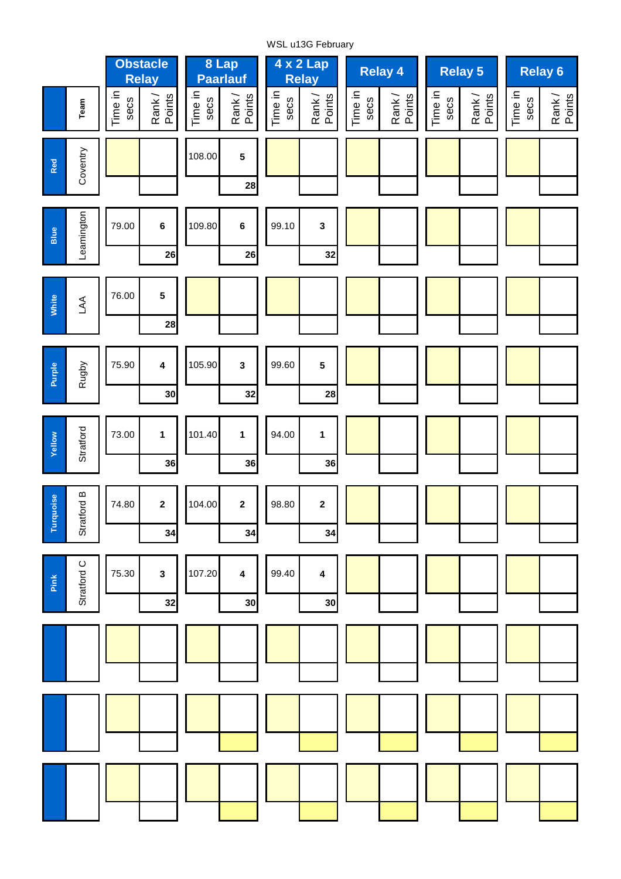WSL u13G February

| Colour | Team | Obstacle Relay | | 8 Lap Paarlauf | | 4 x 2 Lap Relay | | Relay 4 | | Relay 5 | | Relay 6 | |
|---|---|---|---|---|---|---|---|---|---|---|---|---|---|
| | | Time in secs | Rank / Points | Time in secs | Rank / Points | Time in secs | Rank / Points | Time in secs | Rank / Points | Time in secs | Rank / Points | Time in secs | Rank / Points |
| Red | Coventry | | | 108.00 | 5 | | | | | | | | |
| | | | | | 28 | | | | | | | | |
| Blue | Leamington | 79.00 | 6 | 109.80 | 6 | 99.10 | 3 | | | | | | |
| | | | 26 | | 26 | | 32 | | | | | | |
| White | LAA | 76.00 | 5 | | | | | | | | | | |
| | | | 28 | | | | | | | | | | |
| Purple | Rugby | 75.90 | 4 | 105.90 | 3 | 99.60 | 5 | | | | | | |
| | | | 30 | | 32 | | 28 | | | | | | |
| Yellow | Stratford | 73.00 | 1 | 101.40 | 1 | 94.00 | 1 | | | | | | |
| | | | 36 | | 36 | | 36 | | | | | | |
| Turquoise | Stratford B | 74.80 | 2 | 104.00 | 2 | 98.80 | 2 | | | | | | |
| | | | 34 | | 34 | | 34 | | | | | | |
| Pink | Stratford C | 75.30 | 3 | 107.20 | 4 | 99.40 | 4 | | | | | | |
| | | | 32 | | 30 | | 30 | | | | | | |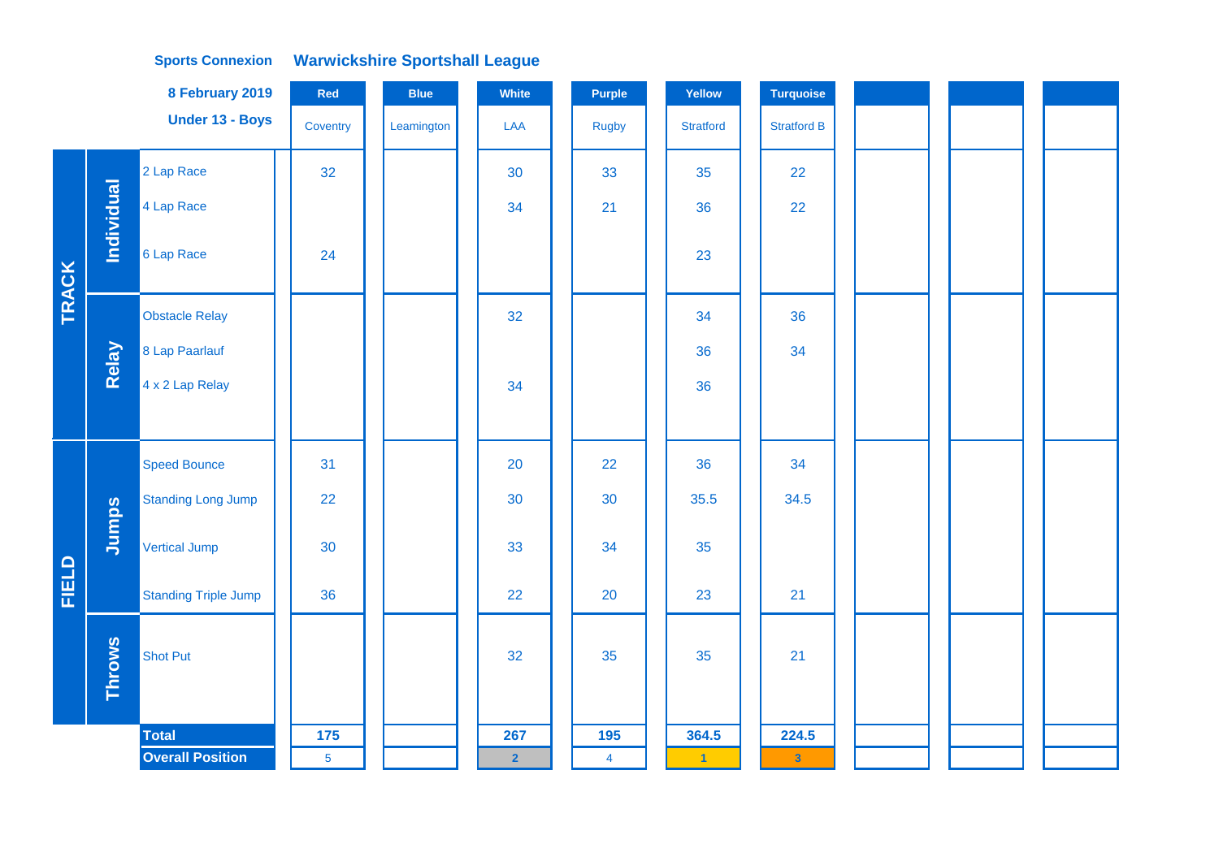**Sports Connexion** **Warwickshire Sportshall League**

**8 February 2019**

**Under 13 - Boys**

| | | | Red | Blue | White | Purple | Yellow | Turquoise | | | |
|---|---|---|---|---|---|---|---|---|---|---|---|
| | | | Coventry | Leamington | LAA | Rugby | Stratford | Stratford B | | | |
| TRACK | Individual | 2 Lap Race | 32 | | 30 | 33 | 35 | 22 | | | |
| | | 4 Lap Race | | | 34 | 21 | 36 | 22 | | | |
| | | 6 Lap Race | 24 | | | | 23 | | | | |
| | Relay | Obstacle Relay | | | 32 | | 34 | 36 | | | |
| | | 8 Lap Paarlauf | | | | | 36 | 34 | | | |
| | | 4 x 2 Lap Relay | | | 34 | | 36 | | | | |
| FIELD | Jumps | Speed Bounce | 31 | | 20 | 22 | 36 | 34 | | | |
| | | Standing Long Jump | 22 | | 30 | 30 | 35.5 | 34.5 | | | |
| | | Vertical Jump | 30 | | 33 | 34 | 35 | | | | |
| | | Standing Triple Jump | 36 | | 22 | 20 | 23 | 21 | | | |
| | Throws | Shot Put | | | 32 | 35 | 35 | 21 | | | |
| | | **Total** | **175** | | **267** | **195** | **364.5** | **224.5** | | | |
| | | **Overall Position** | 5 | | 2 | 4 | 1 | 3 | | | |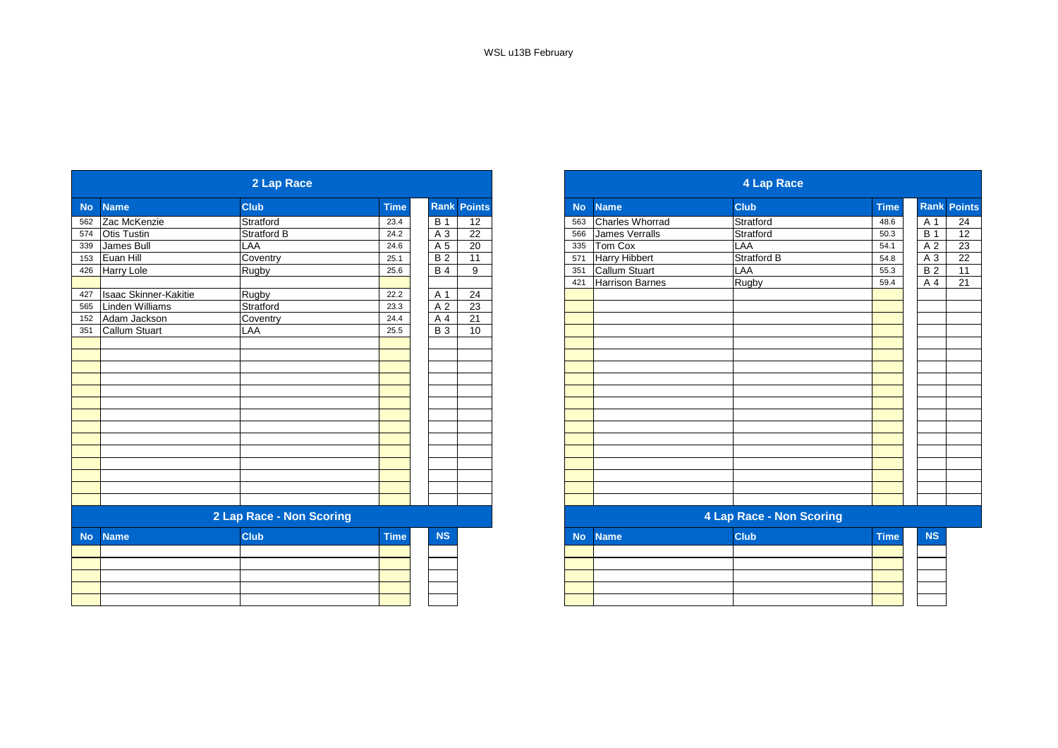WSL u13B February

## 2 Lap Race

| No | Name | Club | Time | Rank | Points |
|---|---|---|---|---|---|
| 562 | Zac McKenzie | Stratford | 23.4 | B 1 | 12 |
| 574 | Otis Tustin | Stratford B | 24.2 | A 3 | 22 |
| 339 | James Bull | LAA | 24.6 | A 5 | 20 |
| 153 | Euan Hill | Coventry | 25.1 | B 2 | 11 |
| 426 | Harry Lole | Rugby | 25.6 | B 4 | 9 |
| | | | | | |
| 427 | Isaac Skinner-Kakitie | Rugby | 22.2 | A 1 | 24 |
| 565 | Linden Williams | Stratford | 23.3 | A 2 | 23 |
| 152 | Adam Jackson | Coventry | 24.4 | A 4 | 21 |
| 351 | Callum Stuart | LAA | 25.5 | B 3 | 10 |

## 2 Lap Race - Non Scoring

| No | Name | Club | Time | NS |
|---|---|---|---|---|

## 4 Lap Race

| No | Name | Club | Time | Rank | Points |
|---|---|---|---|---|---|
| 563 | Charles Whorrad | Stratford | 48.6 | A 1 | 24 |
| 566 | James Verralls | Stratford | 50.3 | B 1 | 12 |
| 335 | Tom Cox | LAA | 54.1 | A 2 | 23 |
| 571 | Harry Hibbert | Stratford B | 54.8 | A 3 | 22 |
| 351 | Callum Stuart | LAA | 55.3 | B 2 | 11 |
| 421 | Harrison Barnes | Rugby | 59.4 | A 4 | 21 |

## 4 Lap Race - Non Scoring

| No | Name | Club | Time | NS |
|---|---|---|---|---|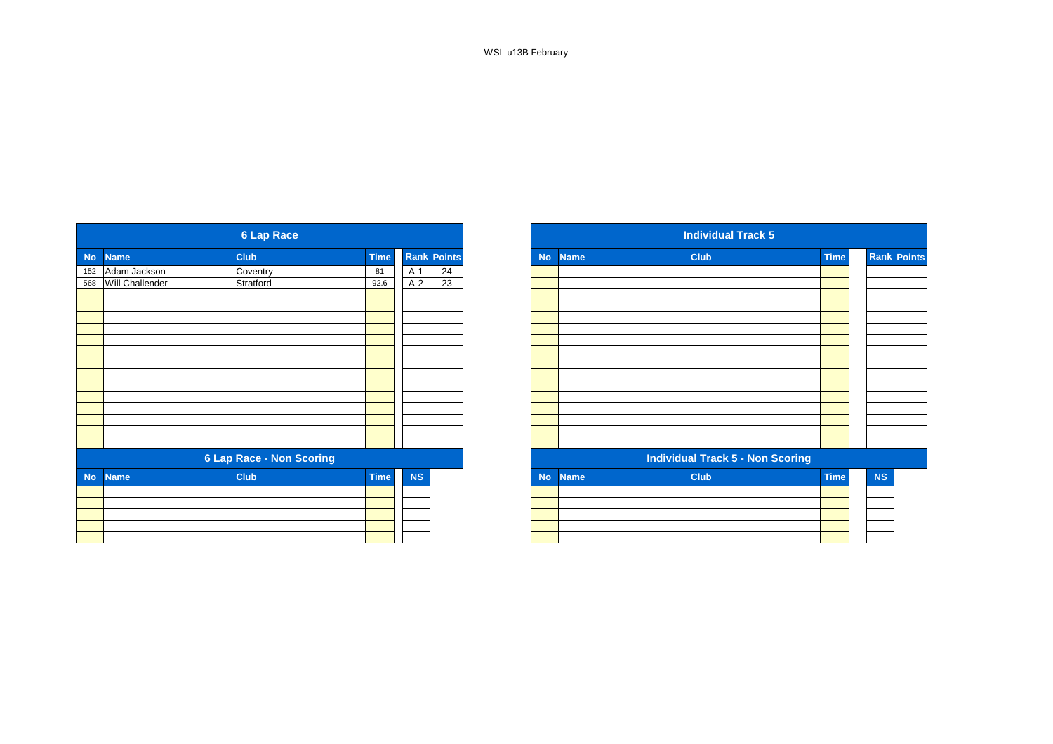WSL u13B February

## 6 Lap Race

| No | Name | Club | Time | Rank | Points |
|---|---|---|---|---|---|
| 152 | Adam Jackson | Coventry | 81 | A 1 | 24 |
| 568 | Will Challender | Stratford | 92.6 | A 2 | 23 |

## 6 Lap Race - Non Scoring

| No | Name | Club | Time | NS |
|---|---|---|---|---|

## Individual Track 5

| No | Name | Club | Time | Rank | Points |
|---|---|---|---|---|---|

## Individual Track 5 - Non Scoring

| No | Name | Club | Time | NS |
|---|---|---|---|---|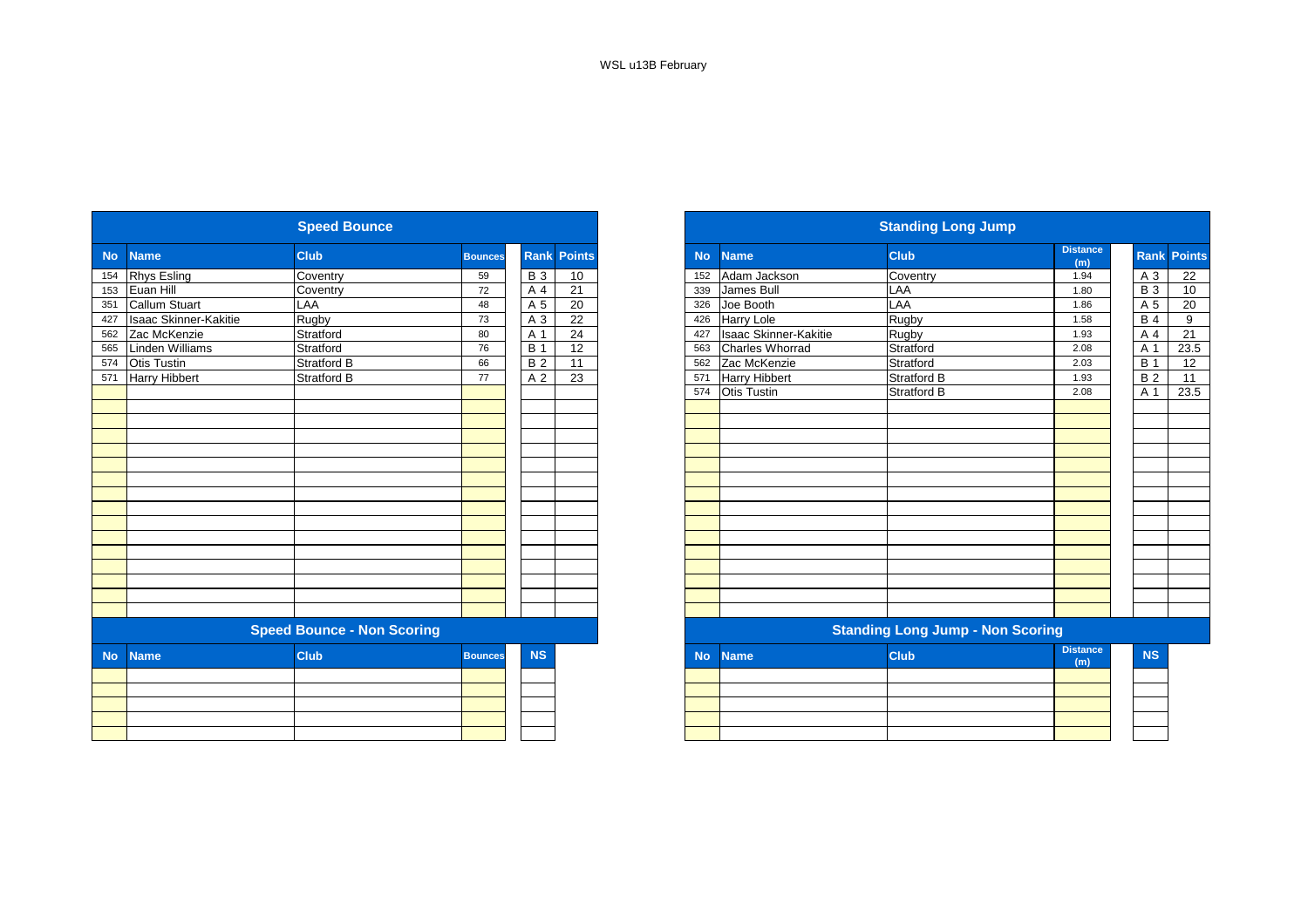WSL u13B February

## Speed Bounce

| No | Name | Club | Bounces | Rank | Points |
|---|---|---|---|---|---|
| 154 | Rhys Esling | Coventry | 59 | B 3 | 10 |
| 153 | Euan Hill | Coventry | 72 | A 4 | 21 |
| 351 | Callum Stuart | LAA | 48 | A 5 | 20 |
| 427 | Isaac Skinner-Kakitie | Rugby | 73 | A 3 | 22 |
| 562 | Zac McKenzie | Stratford | 80 | A 1 | 24 |
| 565 | Linden Williams | Stratford | 76 | B 1 | 12 |
| 574 | Otis Tustin | Stratford B | 66 | B 2 | 11 |
| 571 | Harry Hibbert | Stratford B | 77 | A 2 | 23 |

## Speed Bounce - Non Scoring

| No | Name | Club | Bounces | NS |
|---|---|---|---|---|

## Standing Long Jump

| No | Name | Club | Distance (m) | Rank | Points |
|---|---|---|---|---|---|
| 152 | Adam Jackson | Coventry | 1.94 | A 3 | 22 |
| 339 | James Bull | LAA | 1.80 | B 3 | 10 |
| 326 | Joe Booth | LAA | 1.86 | A 5 | 20 |
| 426 | Harry Lole | Rugby | 1.58 | B 4 | 9 |
| 427 | Isaac Skinner-Kakitie | Rugby | 1.93 | A 4 | 21 |
| 563 | Charles Whorrad | Stratford | 2.08 | A 1 | 23.5 |
| 562 | Zac McKenzie | Stratford | 2.03 | B 1 | 12 |
| 571 | Harry Hibbert | Stratford B | 1.93 | B 2 | 11 |
| 574 | Otis Tustin | Stratford B | 2.08 | A 1 | 23.5 |

## Standing Long Jump - Non Scoring

| No | Name | Club | Distance (m) | NS |
|---|---|---|---|---|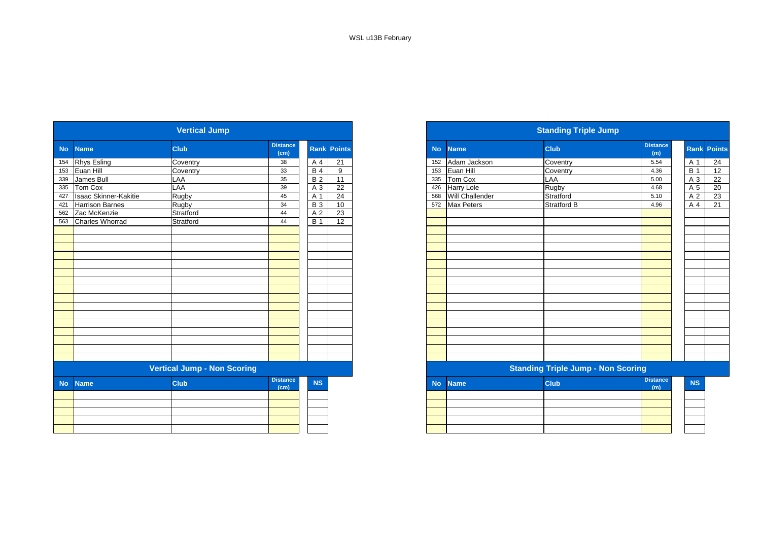WSL u13B February

## Vertical Jump

| No | Name | Club | Distance (cm) | Rank | Points |
|---|---|---|---|---|---|
| 154 | Rhys Esling | Coventry | 38 | A 4 | 21 |
| 153 | Euan Hill | Coventry | 33 | B 4 | 9 |
| 339 | James Bull | LAA | 35 | B 2 | 11 |
| 335 | Tom Cox | LAA | 39 | A 3 | 22 |
| 427 | Isaac Skinner-Kakitie | Rugby | 45 | A 1 | 24 |
| 421 | Harrison Barnes | Rugby | 34 | B 3 | 10 |
| 562 | Zac McKenzie | Stratford | 44 | A 2 | 23 |
| 563 | Charles Whorrad | Stratford | 44 | B 1 | 12 |

## Vertical Jump - Non Scoring

| No | Name | Club | Distance (cm) | NS |
|---|---|---|---|---|

## Standing Triple Jump

| No | Name | Club | Distance (m) | Rank | Points |
|---|---|---|---|---|---|
| 152 | Adam Jackson | Coventry | 5.54 | A 1 | 24 |
| 153 | Euan Hill | Coventry | 4.36 | B 1 | 12 |
| 335 | Tom Cox | LAA | 5.00 | A 3 | 22 |
| 426 | Harry Lole | Rugby | 4.68 | A 5 | 20 |
| 568 | Will Challender | Stratford | 5.10 | A 2 | 23 |
| 572 | Max Peters | Stratford B | 4.96 | A 4 | 21 |

## Standing Triple Jump - Non Scoring

| No | Name | Club | Distance (m) | NS |
|---|---|---|---|---|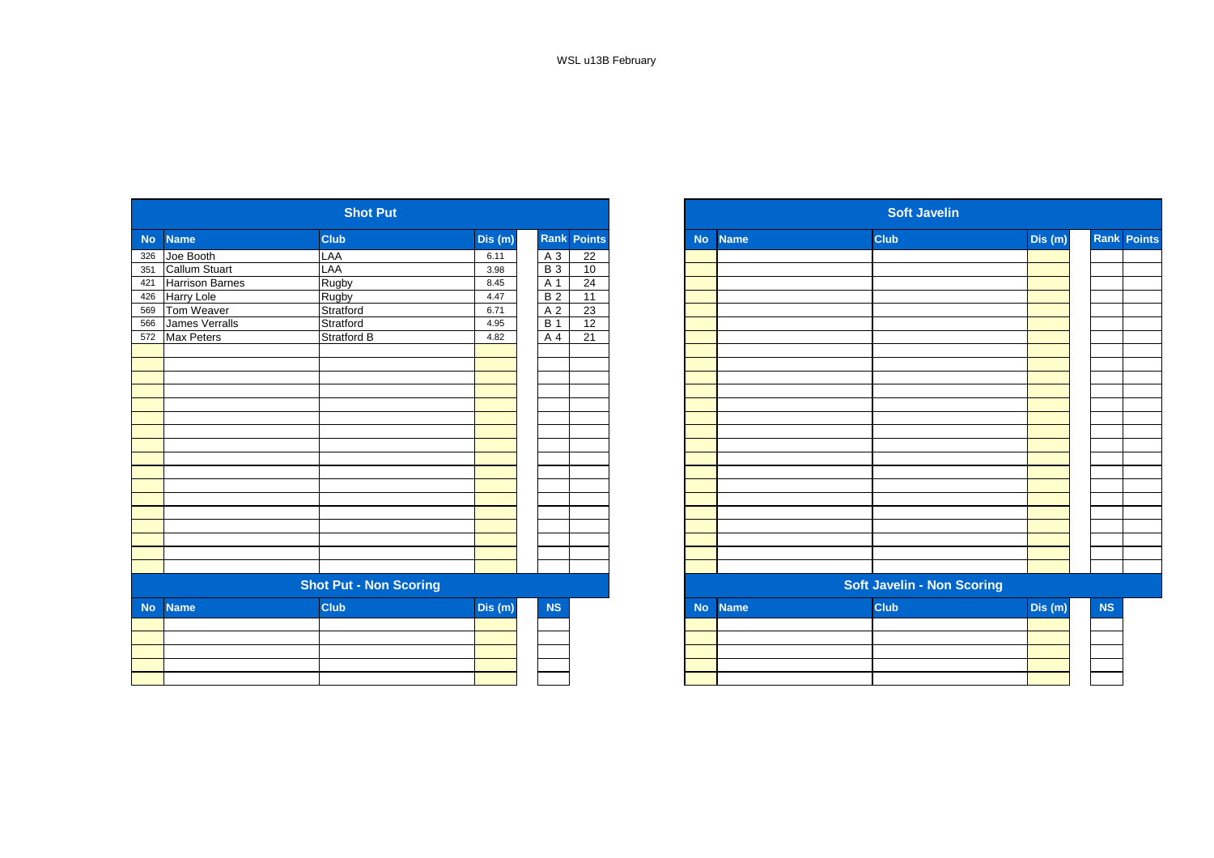WSL u13B February

## Shot Put

| No | Name | Club | Dis (m) | Rank | Points |
|---|---|---|---|---|---|
| 326 | Joe Booth | LAA | 6.11 | A 3 | 22 |
| 351 | Callum Stuart | LAA | 3.98 | B 3 | 10 |
| 421 | Harrison Barnes | Rugby | 8.45 | A 1 | 24 |
| 426 | Harry Lole | Rugby | 4.47 | B 2 | 11 |
| 569 | Tom Weaver | Stratford | 6.71 | A 2 | 23 |
| 566 | James Verralls | Stratford | 4.95 | B 1 | 12 |
| 572 | Max Peters | Stratford B | 4.82 | A 4 | 21 |

## Shot Put - Non Scoring

| No | Name | Club | Dis (m) | NS |
|---|---|---|---|---|

## Soft Javelin

| No | Name | Club | Dis (m) | Rank | Points |
|---|---|---|---|---|---|

## Soft Javelin - Non Scoring

| No | Name | Club | Dis (m) | NS |
|---|---|---|---|---|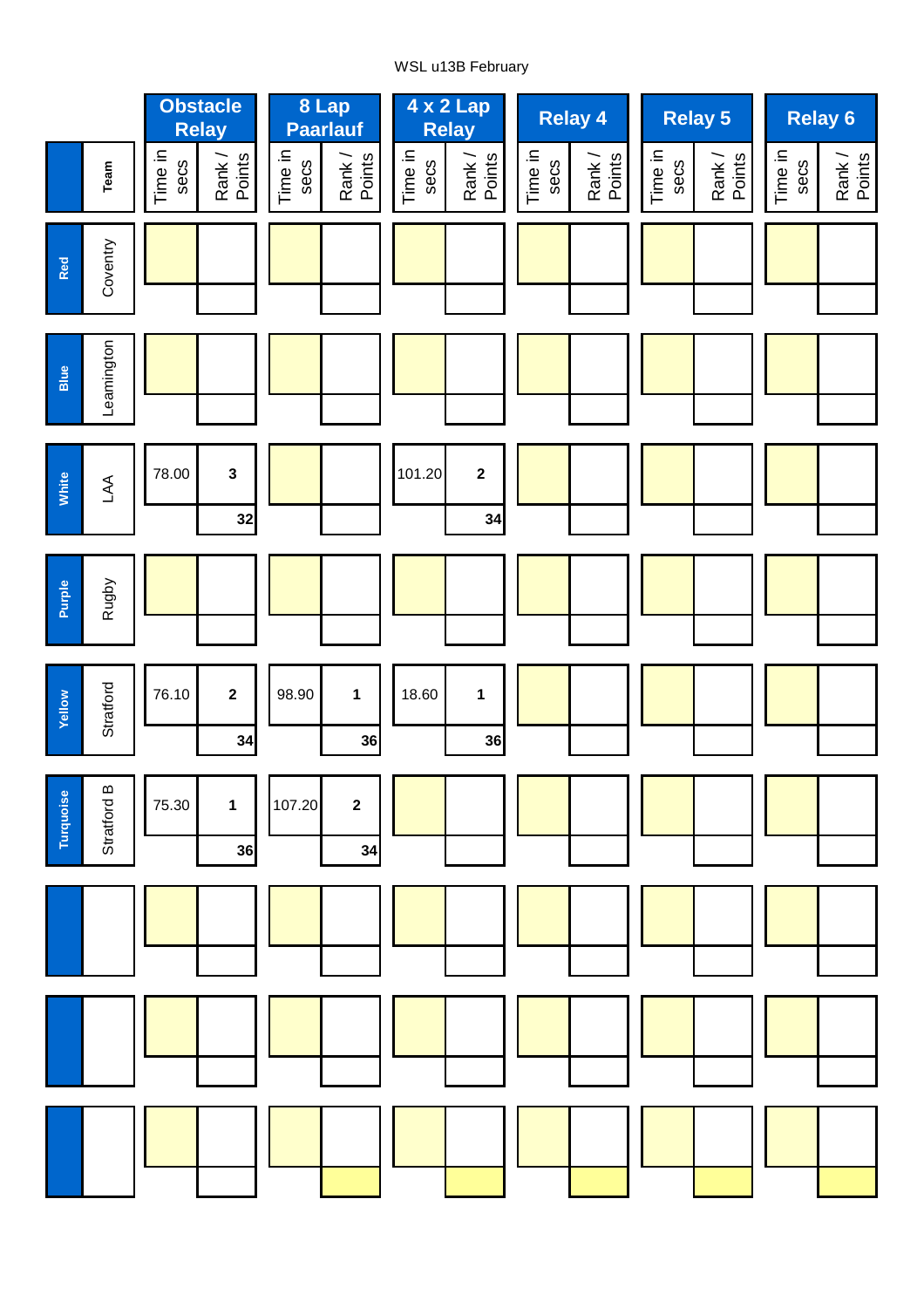WSL u13B February

| | Team | Obstacle Relay | | 8 Lap Paarlauf | | 4 x 2 Lap Relay | | Relay 4 | | Relay 5 | | Relay 6 | |
|---|---|---|---|---|---|---|---|---|---|---|---|---|---|
| | | Time in secs | Rank / Points | Time in secs | Rank / Points | Time in secs | Rank / Points | Time in secs | Rank / Points | Time in secs | Rank / Points | Time in secs | Rank / Points |
| Red | Coventry | | | | | | | | | | | | |
| Blue | Leamington | | | | | | | | | | | | |
| White | LAA | 78.00 | 3 / 32 | | | 101.20 | 2 / 34 | | | | | | |
| Purple | Rugby | | | | | | | | | | | | |
| Yellow | Stratford | 76.10 | 2 / 34 | 98.90 | 1 / 36 | 18.60 | 1 / 36 | | | | | | |
| Turquoise | Stratford B | 75.30 | 1 / 36 | 107.20 | 2 / 34 | | | | | | | | |
| | | | | | | | | | | | | | |
| | | | | | | | | | | | | | |
| | | | | | | | | | | | | | |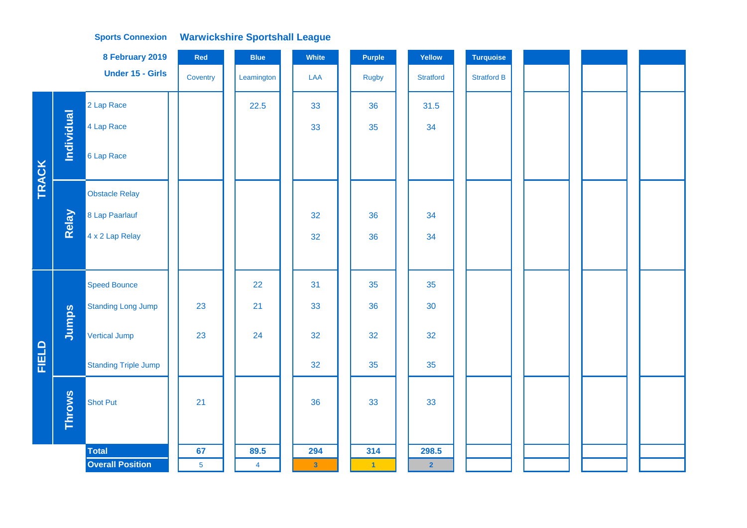**Sports Connexion** **Warwickshire Sportshall League**

**8 February 2019**

**Under 15 - Girls**

| | | | Red | Blue | White | Purple | Yellow | Turquoise | | | |
|---|---|---|---|---|---|---|---|---|---|---|---|
| | | | Coventry | Leamington | LAA | Rugby | Stratford | Stratford B | | | |
| TRACK | Individual | 2 Lap Race | | 22.5 | 33 | 36 | 31.5 | | | | |
| | | 4 Lap Race | | | 33 | 35 | 34 | | | | |
| | | 6 Lap Race | | | | | | | | | |
| | Relay | Obstacle Relay | | | | | | | | | |
| | | 8 Lap Paarlauf | | | 32 | 36 | 34 | | | | |
| | | 4 x 2 Lap Relay | | | 32 | 36 | 34 | | | | |
| FIELD | Jumps | Speed Bounce | | 22 | 31 | 35 | 35 | | | | |
| | | Standing Long Jump | 23 | 21 | 33 | 36 | 30 | | | | |
| | | Vertical Jump | 23 | 24 | 32 | 32 | 32 | | | | |
| | | Standing Triple Jump | | | 32 | 35 | 35 | | | | |
| | Throws | Shot Put | 21 | | 36 | 33 | 33 | | | | |
| | | **Total** | **67** | **89.5** | **294** | **314** | **298.5** | | | | |
| | | **Overall Position** | 5 | 4 | 3 | 1 | 2 | | | | |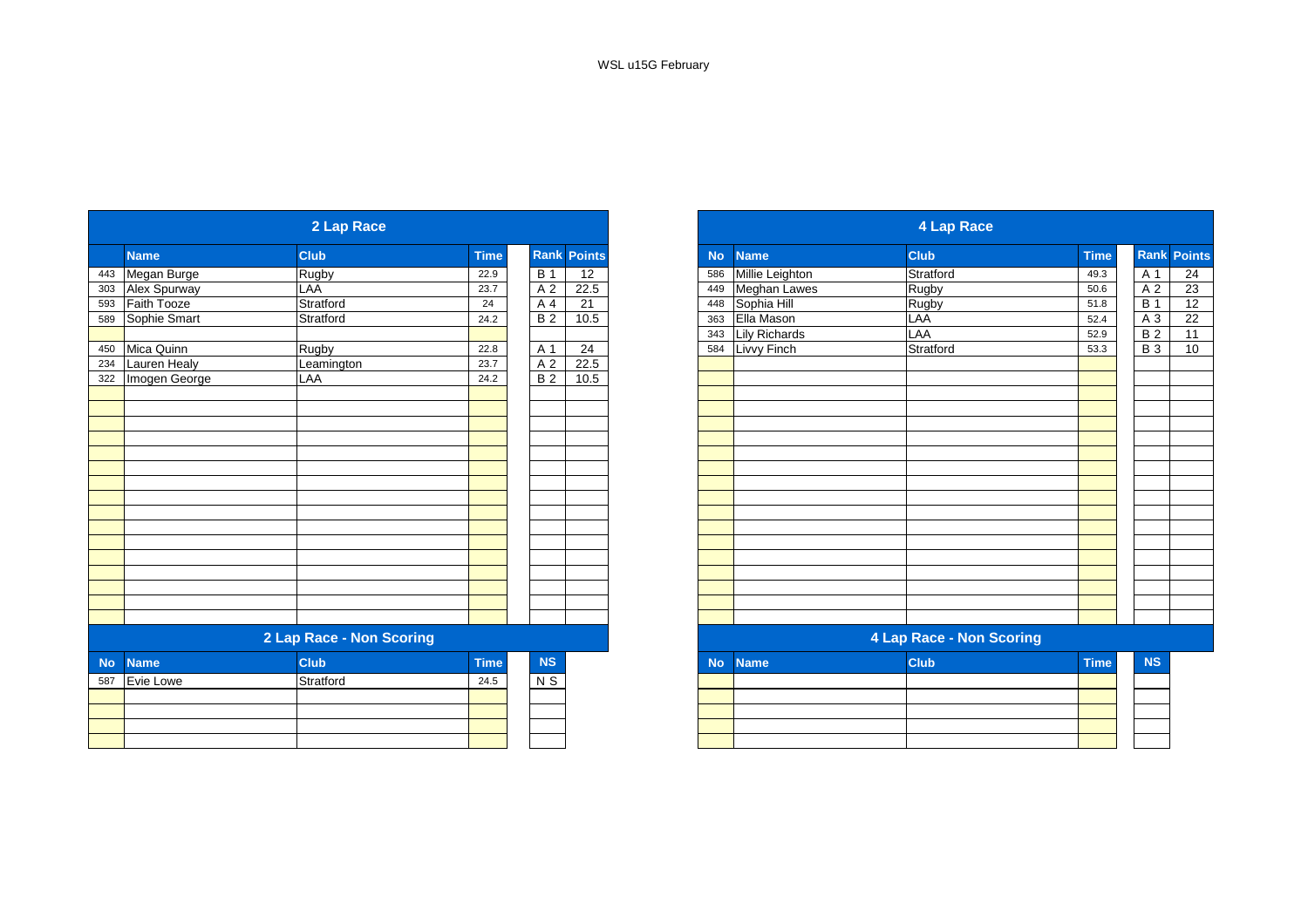WSL u15G February

## 2 Lap Race

| No | Name | Club | Time | Rank | Points |
|---|---|---|---|---|---|
| 443 | Megan Burge | Rugby | 22.9 | B 1 | 12 |
| 303 | Alex Spurway | LAA | 23.7 | A 2 | 22.5 |
| 593 | Faith Tooze | Stratford | 24 | A 4 | 21 |
| 589 | Sophie Smart | Stratford | 24.2 | B 2 | 10.5 |
| | | | | | |
| 450 | Mica Quinn | Rugby | 22.8 | A 1 | 24 |
| 234 | Lauren Healy | Leamington | 23.7 | A 2 | 22.5 |
| 322 | Imogen George | LAA | 24.2 | B 2 | 10.5 |

## 2 Lap Race - Non Scoring

| No | Name | Club | Time | NS |
|---|---|---|---|---|
| 587 | Evie Lowe | Stratford | 24.5 | N S |

## 4 Lap Race

| No | Name | Club | Time | Rank | Points |
|---|---|---|---|---|---|
| 586 | Millie Leighton | Stratford | 49.3 | A 1 | 24 |
| 449 | Meghan Lawes | Rugby | 50.6 | A 2 | 23 |
| 448 | Sophia Hill | Rugby | 51.8 | B 1 | 12 |
| 363 | Ella Mason | LAA | 52.4 | A 3 | 22 |
| 343 | Lily Richards | LAA | 52.9 | B 2 | 11 |
| 584 | Livvy Finch | Stratford | 53.3 | B 3 | 10 |

## 4 Lap Race - Non Scoring

| No | Name | Club | Time | NS |
|---|---|---|---|---|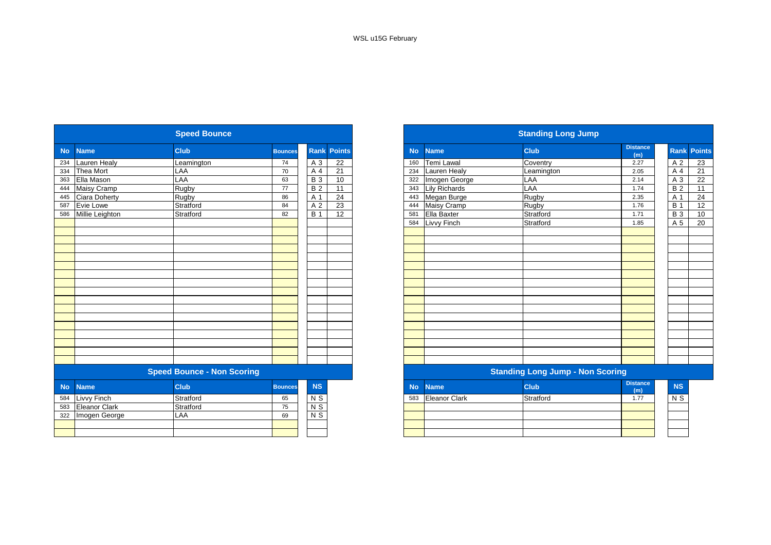WSL u15G February

## Speed Bounce

| No | Name | Club | Bounces | Rank | Points |
|---|---|---|---|---|---|
| 234 | Lauren Healy | Leamington | 74 | A 3 | 22 |
| 334 | Thea Mort | LAA | 70 | A 4 | 21 |
| 363 | Ella Mason | LAA | 63 | B 3 | 10 |
| 444 | Maisy Cramp | Rugby | 77 | B 2 | 11 |
| 445 | Ciara Doherty | Rugby | 86 | A 1 | 24 |
| 587 | Evie Lowe | Stratford | 84 | A 2 | 23 |
| 586 | Millie Leighton | Stratford | 82 | B 1 | 12 |

## Speed Bounce - Non Scoring

| No | Name | Club | Bounces | NS |
|---|---|---|---|---|
| 584 | Livvy Finch | Stratford | 65 | N S |
| 583 | Eleanor Clark | Stratford | 75 | N S |
| 322 | Imogen George | LAA | 69 | N S |

## Standing Long Jump

| No | Name | Club | Distance (m) | Rank | Points |
|---|---|---|---|---|---|
| 160 | Temi Lawal | Coventry | 2.27 | A 2 | 23 |
| 234 | Lauren Healy | Leamington | 2.05 | A 4 | 21 |
| 322 | Imogen George | LAA | 2.14 | A 3 | 22 |
| 343 | Lily Richards | LAA | 1.74 | B 2 | 11 |
| 443 | Megan Burge | Rugby | 2.35 | A 1 | 24 |
| 444 | Maisy Cramp | Rugby | 1.76 | B 1 | 12 |
| 581 | Ella Baxter | Stratford | 1.71 | B 3 | 10 |
| 584 | Livvy Finch | Stratford | 1.85 | A 5 | 20 |

## Standing Long Jump - Non Scoring

| No | Name | Club | Distance (m) | NS |
|---|---|---|---|---|
| 583 | Eleanor Clark | Stratford | 1.77 | N S |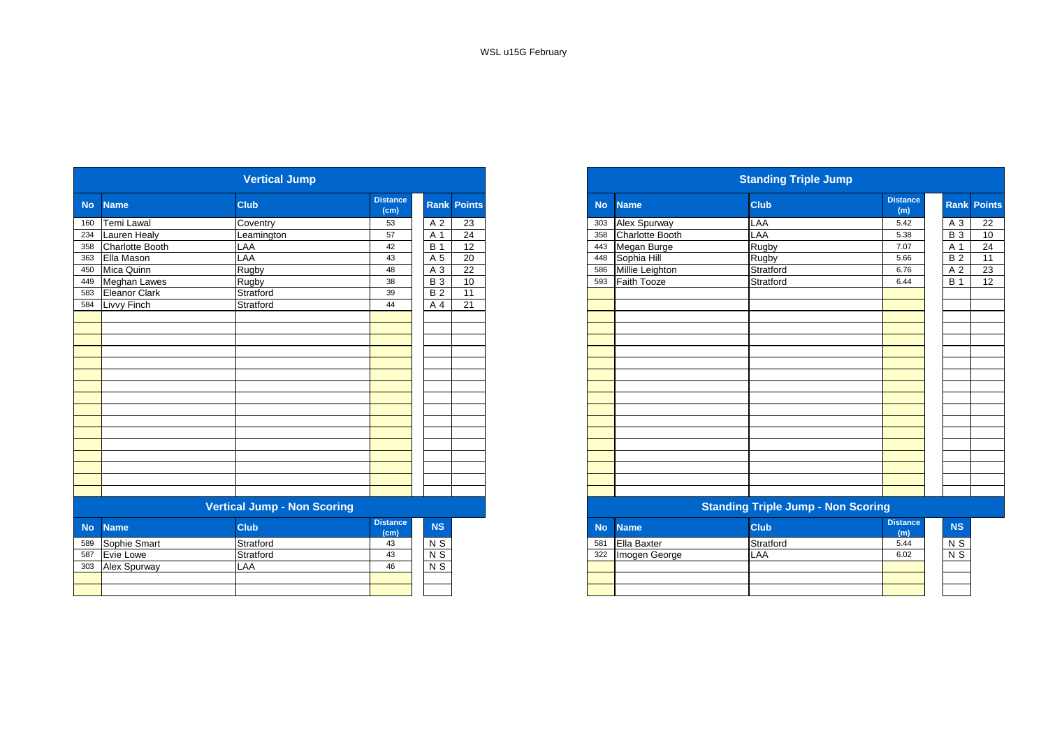WSL u15G February

## Vertical Jump

| No | Name | Club | Distance (cm) | Rank | Points |
|---|---|---|---|---|---|
| 160 | Temi Lawal | Coventry | 53 | A 2 | 23 |
| 234 | Lauren Healy | Leamington | 57 | A 1 | 24 |
| 358 | Charlotte Booth | LAA | 42 | B 1 | 12 |
| 363 | Ella Mason | LAA | 43 | A 5 | 20 |
| 450 | Mica Quinn | Rugby | 48 | A 3 | 22 |
| 449 | Meghan Lawes | Rugby | 38 | B 3 | 10 |
| 583 | Eleanor Clark | Stratford | 39 | B 2 | 11 |
| 584 | Livvy Finch | Stratford | 44 | A 4 | 21 |

## Vertical Jump - Non Scoring

| No | Name | Club | Distance (cm) | NS |
|---|---|---|---|---|
| 589 | Sophie Smart | Stratford | 43 | N S |
| 587 | Evie Lowe | Stratford | 43 | N S |
| 303 | Alex Spurway | LAA | 46 | N S |

## Standing Triple Jump

| No | Name | Club | Distance (m) | Rank | Points |
|---|---|---|---|---|---|
| 303 | Alex Spurway | LAA | 5.42 | A 3 | 22 |
| 358 | Charlotte Booth | LAA | 5.38 | B 3 | 10 |
| 443 | Megan Burge | Rugby | 7.07 | A 1 | 24 |
| 448 | Sophia Hill | Rugby | 5.66 | B 2 | 11 |
| 586 | Millie Leighton | Stratford | 6.76 | A 2 | 23 |
| 593 | Faith Tooze | Stratford | 6.44 | B 1 | 12 |

## Standing Triple Jump - Non Scoring

| No | Name | Club | Distance (m) | NS |
|---|---|---|---|---|
| 581 | Ella Baxter | Stratford | 5.44 | N S |
| 322 | Imogen George | LAA | 6.02 | N S |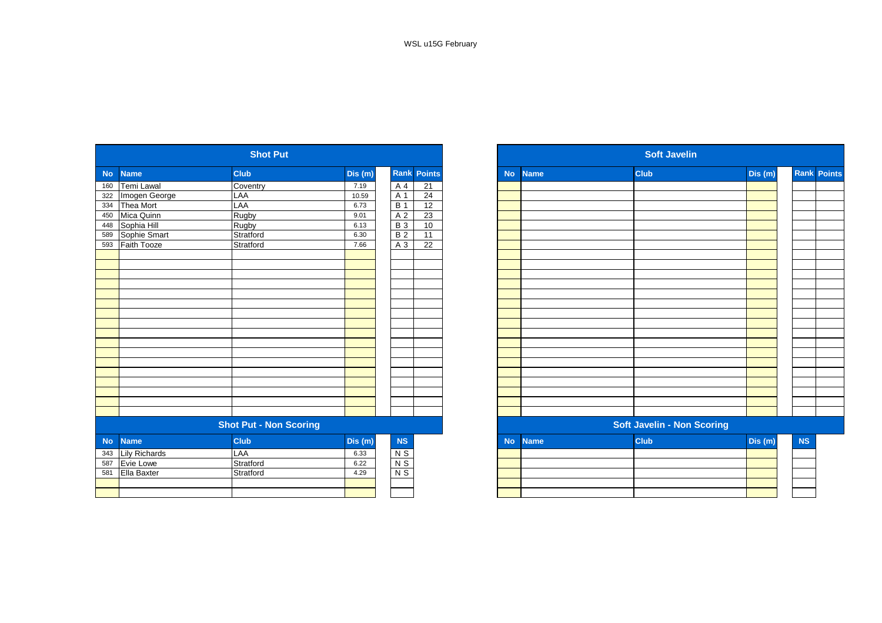WSL u15G February

## Shot Put

| No | Name | Club | Dis (m) | Rank | Points |
|---|---|---|---|---|---|
| 160 | Temi Lawal | Coventry | 7.19 | A 4 | 21 |
| 322 | Imogen George | LAA | 10.59 | A 1 | 24 |
| 334 | Thea Mort | LAA | 6.73 | B 1 | 12 |
| 450 | Mica Quinn | Rugby | 9.01 | A 2 | 23 |
| 448 | Sophia Hill | Rugby | 6.13 | B 3 | 10 |
| 589 | Sophie Smart | Stratford | 6.30 | B 2 | 11 |
| 593 | Faith Tooze | Stratford | 7.66 | A 3 | 22 |

## Shot Put - Non Scoring

| No | Name | Club | Dis (m) | NS |
|---|---|---|---|---|
| 343 | Lily Richards | LAA | 6.33 | N S |
| 587 | Evie Lowe | Stratford | 6.22 | N S |
| 581 | Ella Baxter | Stratford | 4.29 | N S |

## Soft Javelin

| No | Name | Club | Dis (m) | Rank | Points |
|---|---|---|---|---|---|

## Soft Javelin - Non Scoring

| No | Name | Club | Dis (m) | NS |
|---|---|---|---|---|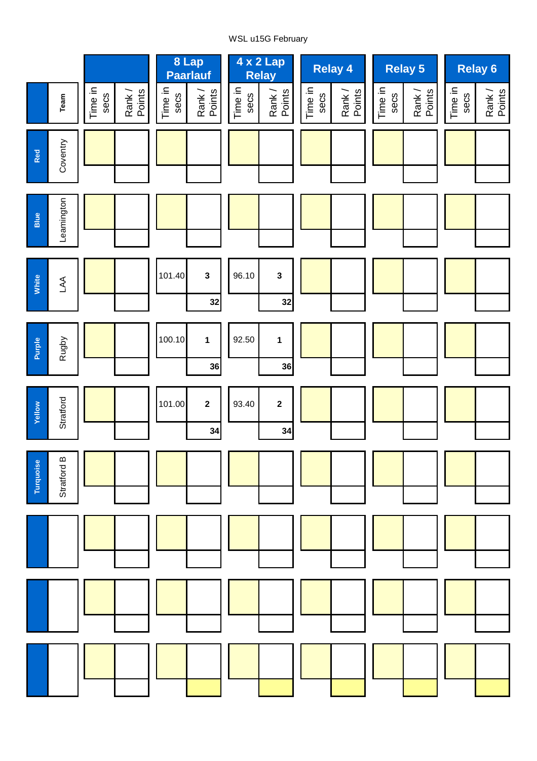WSL u15G February

| | Team | | | 8 Lap Paarlauf | | 4 x 2 Lap Relay | | Relay 4 | | Relay 5 | | Relay 6 | |
|---|---|---|---|---|---|---|---|---|---|---|---|---|---|
| | | Time in secs | Rank / Points | Time in secs | Rank / Points | Time in secs | Rank / Points | Time in secs | Rank / Points | Time in secs | Rank / Points | Time in secs | Rank / Points |
| Red | Coventry | | | | | | | | | | | | |
| Blue | Leamington | | | | | | | | | | | | |
| White | LAA | | | 101.40 | 3 | 96.10 | 3 | | | | | | |
| | | | | | 32 | | 32 | | | | | | |
| Purple | Rugby | | | 100.10 | 1 | 92.50 | 1 | | | | | | |
| | | | | | 36 | | 36 | | | | | | |
| Yellow | Stratford | | | 101.00 | 2 | 93.40 | 2 | | | | | | |
| | | | | | 34 | | 34 | | | | | | |
| Turquoise | Stratford B | | | | | | | | | | | | |
| | | | | | | | | | | | | | |
| | | | | | | | | | | | | | |
| | | | | | | | | | | | | | |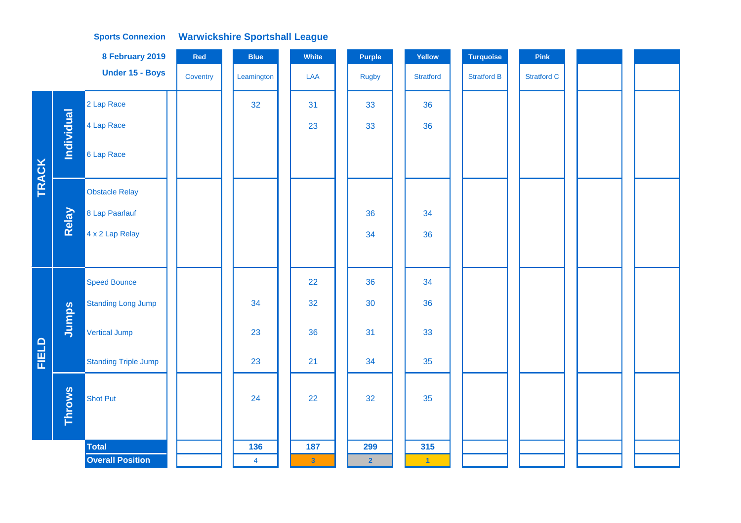**Sports Connexion** **Warwickshire Sportshall League**

**8 February 2019**

**Under 15 - Boys**

| | | | Red | Blue | White | Purple | Yellow | Turquoise | Pink | | |
|---|---|---|---|---|---|---|---|---|---|---|---|
| | | | Coventry | Leamington | LAA | Rugby | Stratford | Stratford B | Stratford C | | |
| TRACK | Individual | 2 Lap Race | | 32 | 31 | 33 | 36 | | | | |
| | | 4 Lap Race | | | 23 | 33 | 36 | | | | |
| | | 6 Lap Race | | | | | | | | | |
| | Relay | Obstacle Relay | | | | | | | | | |
| | | 8 Lap Paarlauf | | | | 36 | 34 | | | | |
| | | 4 x 2 Lap Relay | | | | 34 | 36 | | | | |
| FIELD | Jumps | Speed Bounce | | | 22 | 36 | 34 | | | | |
| | | Standing Long Jump | | 34 | 32 | 30 | 36 | | | | |
| | | Vertical Jump | | 23 | 36 | 31 | 33 | | | | |
| | | Standing Triple Jump | | 23 | 21 | 34 | 35 | | | | |
| | Throws | Shot Put | | 24 | 22 | 32 | 35 | | | | |
| | | **Total** | | **136** | **187** | **299** | **315** | | | | |
| | | **Overall Position** | | 4 | 3 | 2 | 1 | | | | |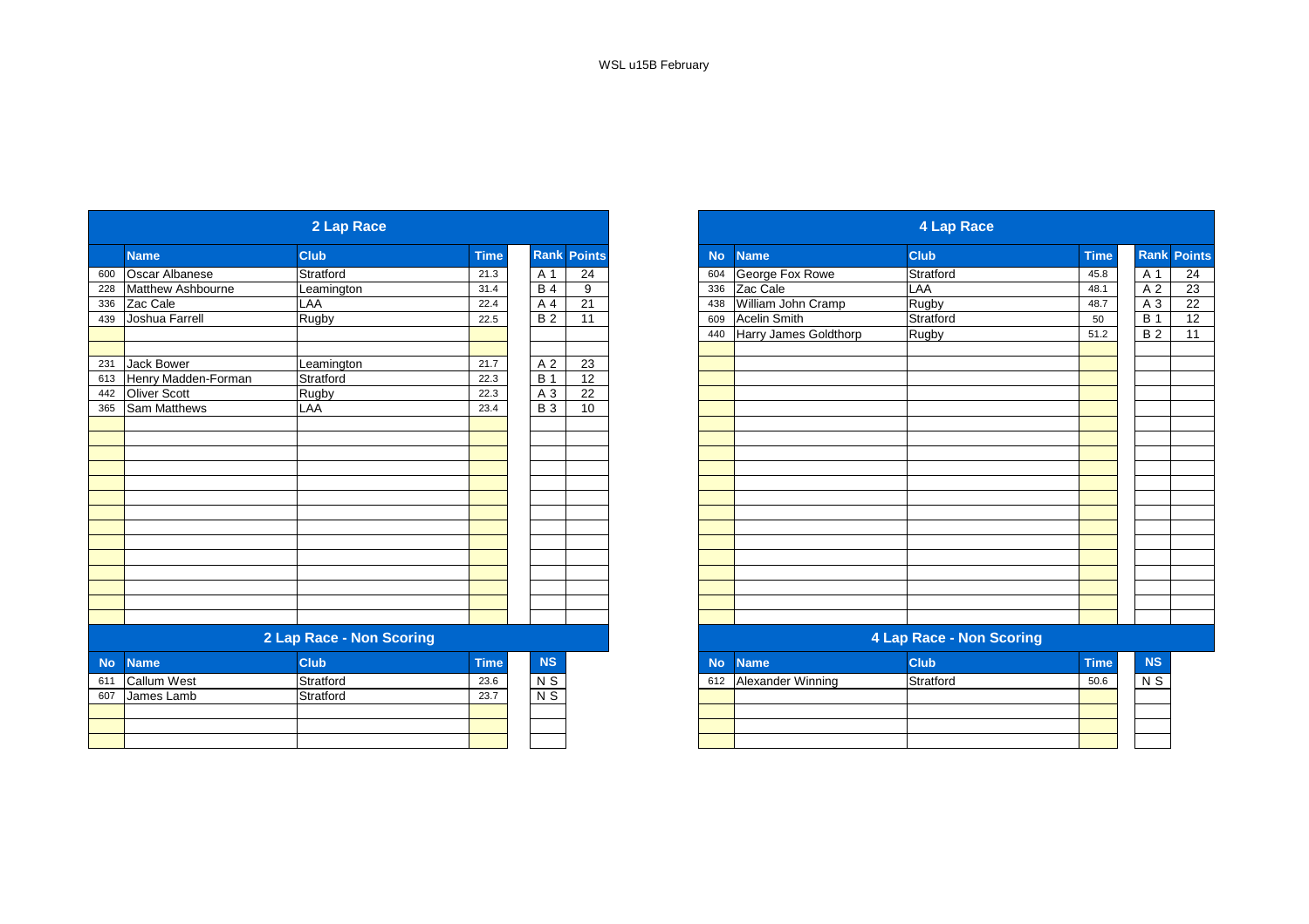WSL u15B February

## 2 Lap Race

| No | Name | Club | Time | Rank | Points |
|---|---|---|---|---|---|
| 600 | Oscar Albanese | Stratford | 21.3 | A 1 | 24 |
| 228 | Matthew Ashbourne | Leamington | 31.4 | B 4 | 9 |
| 336 | Zac Cale | LAA | 22.4 | A 4 | 21 |
| 439 | Joshua Farrell | Rugby | 22.5 | B 2 | 11 |
| | | | | | |
| | | | | | |
| 231 | Jack Bower | Leamington | 21.7 | A 2 | 23 |
| 613 | Henry Madden-Forman | Stratford | 22.3 | B 1 | 12 |
| 442 | Oliver Scott | Rugby | 22.3 | A 3 | 22 |
| 365 | Sam Matthews | LAA | 23.4 | B 3 | 10 |

## 2 Lap Race - Non Scoring

| No | Name | Club | Time | NS |
|---|---|---|---|---|
| 611 | Callum West | Stratford | 23.6 | N S |
| 607 | James Lamb | Stratford | 23.7 | N S |

## 4 Lap Race

| No | Name | Club | Time | Rank | Points |
|---|---|---|---|---|---|
| 604 | George Fox Rowe | Stratford | 45.8 | A 1 | 24 |
| 336 | Zac Cale | LAA | 48.1 | A 2 | 23 |
| 438 | William John Cramp | Rugby | 48.7 | A 3 | 22 |
| 609 | Acelin Smith | Stratford | 50 | B 1 | 12 |
| 440 | Harry James Goldthorp | Rugby | 51.2 | B 2 | 11 |

## 4 Lap Race - Non Scoring

| No | Name | Club | Time | NS |
|---|---|---|---|---|
| 612 | Alexander Winning | Stratford | 50.6 | N S |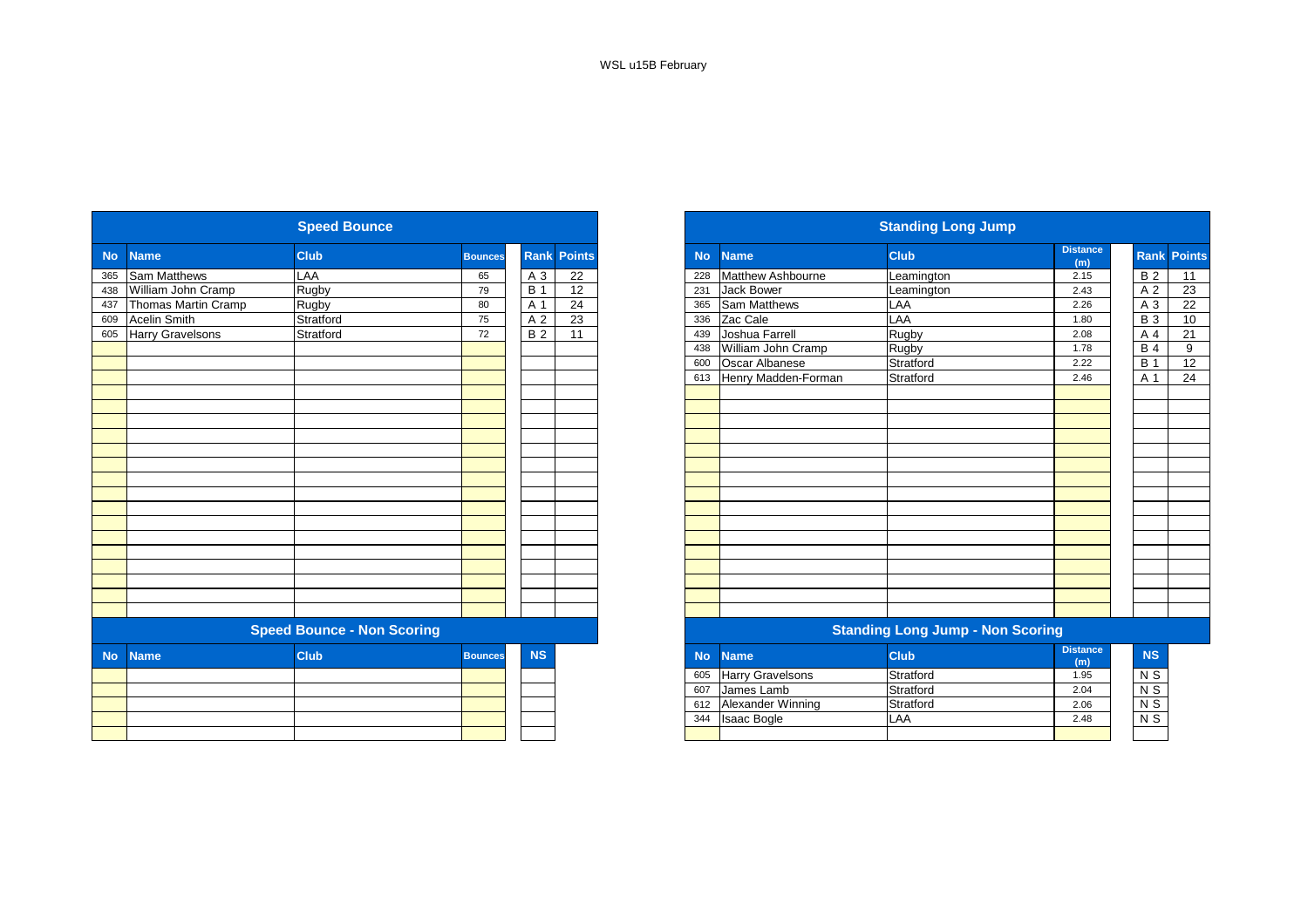WSL u15B February

## Speed Bounce

| No | Name | Club | Bounces | Rank | Points |
|---|---|---|---|---|---|
| 365 | Sam Matthews | LAA | 65 | A 3 | 22 |
| 438 | William John Cramp | Rugby | 79 | B 1 | 12 |
| 437 | Thomas Martin Cramp | Rugby | 80 | A 1 | 24 |
| 609 | Acelin Smith | Stratford | 75 | A 2 | 23 |
| 605 | Harry Gravelsons | Stratford | 72 | B 2 | 11 |

## Speed Bounce - Non Scoring

| No | Name | Club | Bounces | NS |
|---|---|---|---|---|

## Standing Long Jump

| No | Name | Club | Distance (m) | Rank | Points |
|---|---|---|---|---|---|
| 228 | Matthew Ashbourne | Leamington | 2.15 | B 2 | 11 |
| 231 | Jack Bower | Leamington | 2.43 | A 2 | 23 |
| 365 | Sam Matthews | LAA | 2.26 | A 3 | 22 |
| 336 | Zac Cale | LAA | 1.80 | B 3 | 10 |
| 439 | Joshua Farrell | Rugby | 2.08 | A 4 | 21 |
| 438 | William John Cramp | Rugby | 1.78 | B 4 | 9 |
| 600 | Oscar Albanese | Stratford | 2.22 | B 1 | 12 |
| 613 | Henry Madden-Forman | Stratford | 2.46 | A 1 | 24 |

## Standing Long Jump - Non Scoring

| No | Name | Club | Distance (m) | NS |
|---|---|---|---|---|
| 605 | Harry Gravelsons | Stratford | 1.95 | N S |
| 607 | James Lamb | Stratford | 2.04 | N S |
| 612 | Alexander Winning | Stratford | 2.06 | N S |
| 344 | Isaac Bogle | LAA | 2.48 | N S |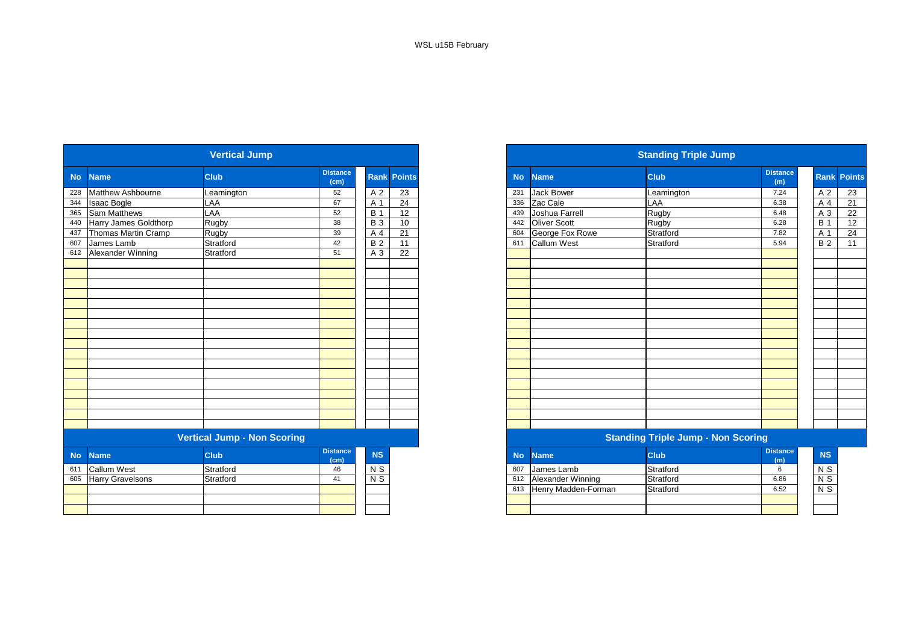WSL u15B February

## Vertical Jump

| No | Name | Club | Distance (cm) | Rank | Points |
|---|---|---|---|---|---|
| 228 | Matthew Ashbourne | Leamington | 52 | A 2 | 23 |
| 344 | Isaac Bogle | LAA | 67 | A 1 | 24 |
| 365 | Sam Matthews | LAA | 52 | B 1 | 12 |
| 440 | Harry James Goldthorp | Rugby | 38 | B 3 | 10 |
| 437 | Thomas Martin Cramp | Rugby | 39 | A 4 | 21 |
| 607 | James Lamb | Stratford | 42 | B 2 | 11 |
| 612 | Alexander Winning | Stratford | 51 | A 3 | 22 |

## Vertical Jump - Non Scoring

| No | Name | Club | Distance (cm) | NS |
|---|---|---|---|---|
| 611 | Callum West | Stratford | 46 | N S |
| 605 | Harry Gravelsons | Stratford | 41 | N S |

## Standing Triple Jump

| No | Name | Club | Distance (m) | Rank | Points |
|---|---|---|---|---|---|
| 231 | Jack Bower | Leamington | 7.24 | A 2 | 23 |
| 336 | Zac Cale | LAA | 6.38 | A 4 | 21 |
| 439 | Joshua Farrell | Rugby | 6.48 | A 3 | 22 |
| 442 | Oliver Scott | Rugby | 6.28 | B 1 | 12 |
| 604 | George Fox Rowe | Stratford | 7.82 | A 1 | 24 |
| 611 | Callum West | Stratford | 5.94 | B 2 | 11 |

## Standing Triple Jump - Non Scoring

| No | Name | Club | Distance (m) | NS |
|---|---|---|---|---|
| 607 | James Lamb | Stratford | 6 | N S |
| 612 | Alexander Winning | Stratford | 6.86 | N S |
| 613 | Henry Madden-Forman | Stratford | 6.52 | N S |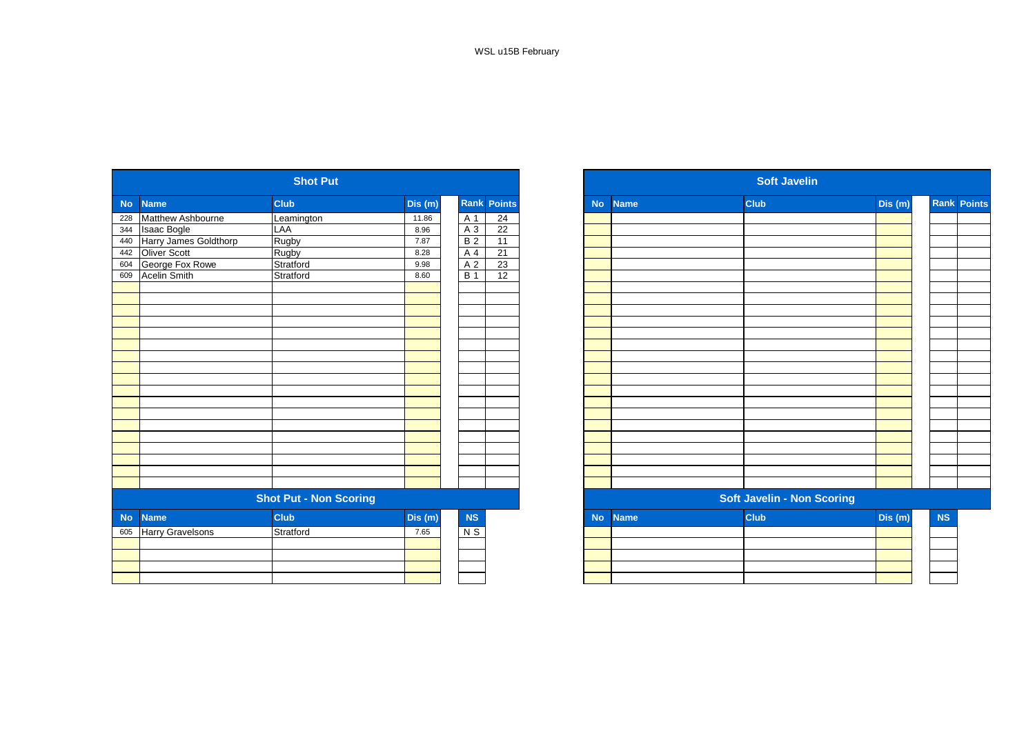WSL u15B February

## Shot Put

| No | Name | Club | Dis (m) | Rank | Points |
|---|---|---|---|---|---|
| 228 | Matthew Ashbourne | Leamington | 11.86 | A 1 | 24 |
| 344 | Isaac Bogle | LAA | 8.96 | A 3 | 22 |
| 440 | Harry James Goldthorp | Rugby | 7.87 | B 2 | 11 |
| 442 | Oliver Scott | Rugby | 8.28 | A 4 | 21 |
| 604 | George Fox Rowe | Stratford | 9.98 | A 2 | 23 |
| 609 | Acelin Smith | Stratford | 8.60 | B 1 | 12 |

## Shot Put - Non Scoring

| No | Name | Club | Dis (m) | NS |
|---|---|---|---|---|
| 605 | Harry Gravelsons | Stratford | 7.65 | N S |

## Soft Javelin

| No | Name | Club | Dis (m) | Rank | Points |
|---|---|---|---|---|---|

## Soft Javelin - Non Scoring

| No | Name | Club | Dis (m) | NS |
|---|---|---|---|---|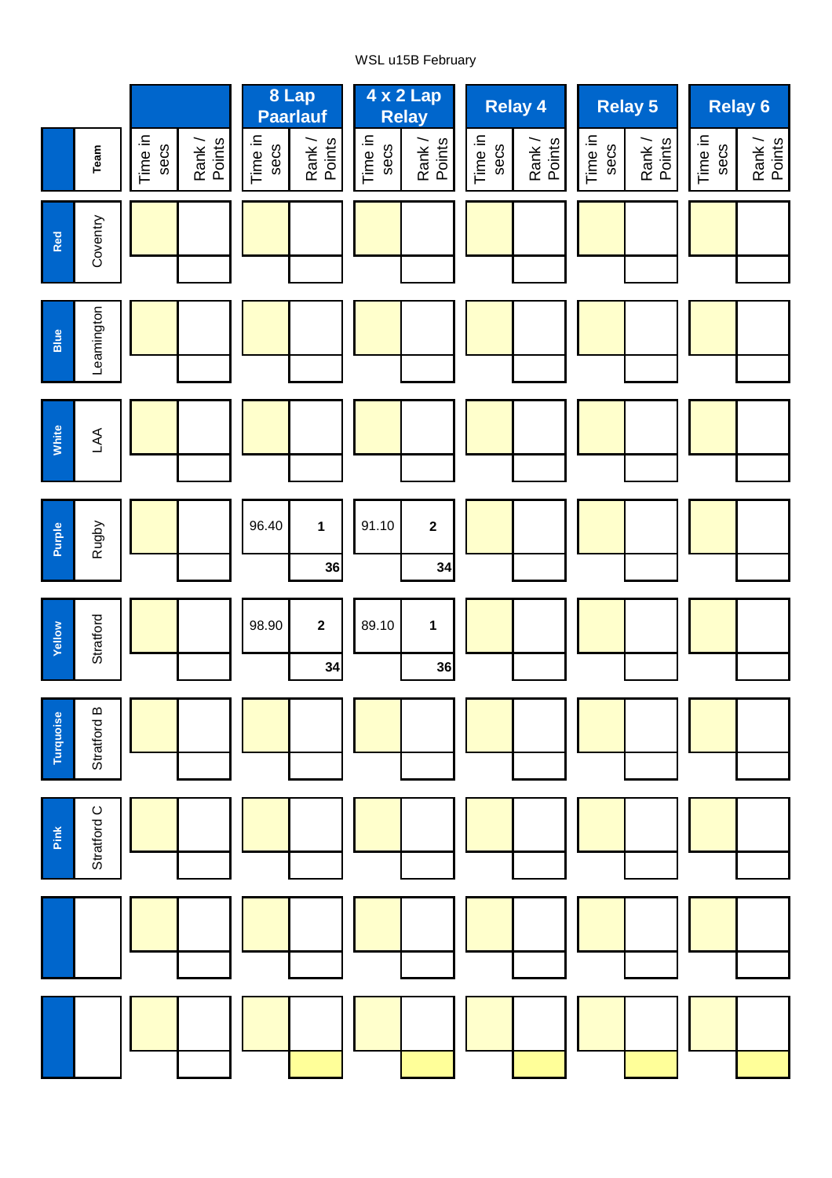WSL u15B February

| | Team | | | 8 Lap Paarlauf | | 4 x 2 Lap Relay | | Relay 4 | | Relay 5 | | Relay 6 | |
|---|---|---|---|---|---|---|---|---|---|---|---|---|---|
| | | Time in secs | Rank / Points | Time in secs | Rank / Points | Time in secs | Rank / Points | Time in secs | Rank / Points | Time in secs | Rank / Points | Time in secs | Rank / Points |
| Red | Coventry | | | | | | | | | | | | |
| Blue | Leamington | | | | | | | | | | | | |
| White | LAA | | | | | | | | | | | | |
| Purple | Rugby | | | 96.40 | 1 / 36 | 91.10 | 2 / 34 | | | | | | |
| Yellow | Stratford | | | 98.90 | 2 / 34 | 89.10 | 1 / 36 | | | | | | |
| Turquoise | Stratford B | | | | | | | | | | | | |
| Pink | Stratford C | | | | | | | | | | | | |
| | | | | | | | | | | | | | |
| | | | | | | | | | | | | | |